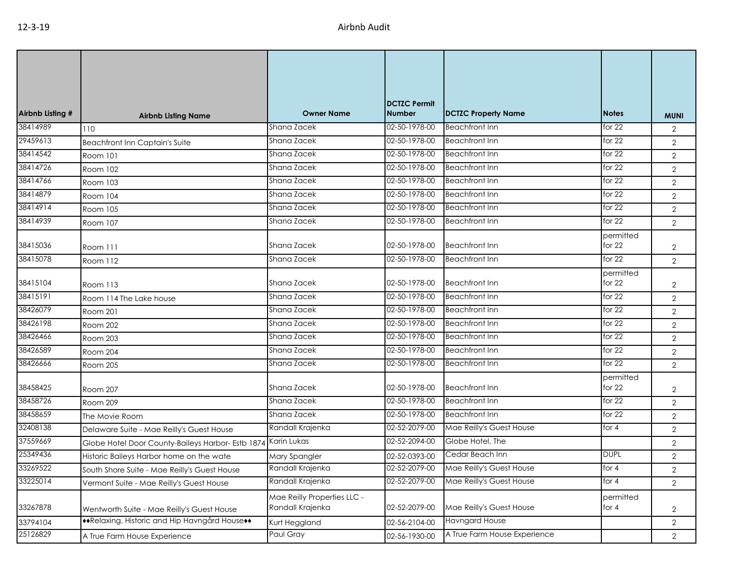| Airbnb Listing # | Airbnb Listing Name | Owner Name | DCTZC Permit Number | DCTZC Property Name | Notes | MUNI |
|---|---|---|---|---|---|---|
| 38414989 | 110 | Shana Zacek | 02-50-1978-00 | Beachfront Inn | for 22 | 2 |
| 29459613 | Beachfront Inn Captain's Suite | Shana Zacek | 02-50-1978-00 | Beachfront Inn | for 22 | 2 |
| 38414542 | Room 101 | Shana Zacek | 02-50-1978-00 | Beachfront Inn | for 22 | 2 |
| 38414726 | Room 102 | Shana Zacek | 02-50-1978-00 | Beachfront Inn | for 22 | 2 |
| 38414766 | Room 103 | Shana Zacek | 02-50-1978-00 | Beachfront Inn | for 22 | 2 |
| 38414879 | Room 104 | Shana Zacek | 02-50-1978-00 | Beachfront Inn | for 22 | 2 |
| 38414914 | Room 105 | Shana Zacek | 02-50-1978-00 | Beachfront Inn | for 22 | 2 |
| 38414939 | Room 107 | Shana Zacek | 02-50-1978-00 | Beachfront Inn | for 22 | 2 |
| 38415036 | Room 111 | Shana Zacek | 02-50-1978-00 | Beachfront Inn | permitted for 22 | 2 |
| 38415078 | Room 112 | Shana Zacek | 02-50-1978-00 | Beachfront Inn | for 22 | 2 |
| 38415104 | Room 113 | Shana Zacek | 02-50-1978-00 | Beachfront Inn | permitted for 22 | 2 |
| 38415191 | Room 114 The Lake house | Shana Zacek | 02-50-1978-00 | Beachfront Inn | for 22 | 2 |
| 38426079 | Room 201 | Shana Zacek | 02-50-1978-00 | Beachfront Inn | for 22 | 2 |
| 38426198 | Room 202 | Shana Zacek | 02-50-1978-00 | Beachfront Inn | for 22 | 2 |
| 38426466 | Room 203 | Shana Zacek | 02-50-1978-00 | Beachfront Inn | for 22 | 2 |
| 38426589 | Room 204 | Shana Zacek | 02-50-1978-00 | Beachfront Inn | for 22 | 2 |
| 38426666 | Room 205 | Shana Zacek | 02-50-1978-00 | Beachfront Inn | for 22 | 2 |
| 38458425 | Room 207 | Shana Zacek | 02-50-1978-00 | Beachfront Inn | permitted for 22 | 2 |
| 38458726 | Room 209 | Shana Zacek | 02-50-1978-00 | Beachfront Inn | for 22 | 2 |
| 38458659 | The Movie Room | Shana Zacek | 02-50-1978-00 | Beachfront Inn | for 22 | 2 |
| 32408138 | Delaware Suite - Mae Reilly's Guest House | Randall Krajenka | 02-52-2079-00 | Mae Reilly's Guest House | for 4 | 2 |
| 37559669 | Globe Hotel Door County-Baileys Harbor- Estb 1874 | Karin Lukas | 02-52-2094-00 | Globe Hotel, The | | 2 |
| 25349436 | Historic Baileys Harbor home on the wate | Mary Spangler | 02-52-0393-00 | Cedar Beach Inn | DUPL | 2 |
| 33269522 | South Shore Suite - Mae Reilly's Guest House | Randall Krajenka | 02-52-2079-00 | Mae Reilly's Guest House | for 4 | 2 |
| 33225014 | Vermont Suite - Mae Reilly's Guest House | Randall Krajenka | 02-52-2079-00 | Mae Reilly's Guest House | for 4 | 2 |
| 33267878 | Wentworth Suite - Mae Reilly's Guest House | Mae Reilly Properties LLC - Randall Krajenka | 02-52-2079-00 | Mae Reilly's Guest House | permitted for 4 | 2 |
| 33794104 | ♦♦Relaxing, Historic and Hip Havngård House♦♦ | Kurt Heggland | 02-56-2104-00 | Havngard House | | 2 |
| 25126829 | A True Farm House Experience | Paul Gray | 02-56-1930-00 | A True Farm House Experience | | 2 |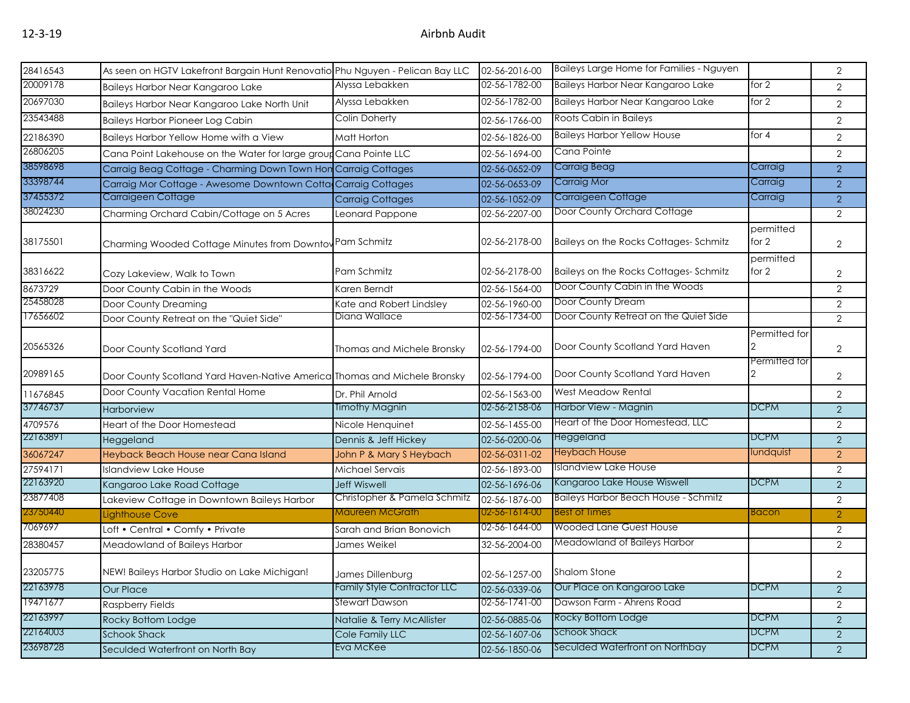| | | | | | | |
|---|---|---|---|---|---|---|
| 28416543 | As seen on HGTV Lakefront Bargain Hunt Renovatio | Phu Nguyen - Pelican Bay LLC | 02-56-2016-00 | Baileys Large Home for Families - Nguyen | | 2 |
| 20009178 | Baileys Harbor Near Kangaroo Lake | Alyssa Lebakken | 02-56-1782-00 | Baileys Harbor Near Kangaroo Lake | for 2 | 2 |
| 20697030 | Baileys Harbor Near Kangaroo Lake North Unit | Alyssa Lebakken | 02-56-1782-00 | Baileys Harbor Near Kangaroo Lake | for 2 | 2 |
| 23543488 | Baileys Harbor Pioneer Log Cabin | Colin Doherty | 02-56-1766-00 | Roots Cabin in Baileys | | 2 |
| 22186390 | Baileys Harbor Yellow Home with a View | Matt Horton | 02-56-1826-00 | Baileys Harbor Yellow House | for 4 | 2 |
| 26806205 | Cana Point Lakehouse on the Water for large group | Cana Pointe LLC | 02-56-1694-00 | Cana Pointe | | 2 |
| 38598698 | Carraig Beag Cottage - Charming Down Town Hon | Carraig Cottages | 02-56-0652-09 | Carraig Beag | Carraig | 2 |
| 33398744 | Carraig Mor Cottage - Awesome Downtown Cotta | Carraig Cottages | 02-56-0653-09 | Carraig Mor | Carraig | 2 |
| 37455372 | Carraigeen Cottage | Carraig Cottages | 02-56-1052-09 | Carraigeen Cottage | Carraig | 2 |
| 38024230 | Charming Orchard Cabin/Cottage on 5 Acres | Leonard Pappone | 02-56-2207-00 | Door County Orchard Cottage | | 2 |
| 38175501 | Charming Wooded Cottage Minutes from Downtov | Pam Schmitz | 02-56-2178-00 | Baileys on the Rocks Cottages- Schmitz | permitted for 2 | 2 |
| 38316622 | Cozy Lakeview, Walk to Town | Pam Schmitz | 02-56-2178-00 | Baileys on the Rocks Cottages- Schmitz | permitted for 2 | 2 |
| 8673729 | Door County Cabin in the Woods | Karen Berndt | 02-56-1564-00 | Door County Cabin in the Woods | | 2 |
| 25458028 | Door County Dreaming | Kate and Robert Lindsley | 02-56-1960-00 | Door County Dream | | 2 |
| 17656602 | Door County Retreat on the "Quiet Side" | Diana Wallace | 02-56-1734-00 | Door County Retreat on the Quiet Side | | 2 |
| 20565326 | Door County Scotland Yard | Thomas and Michele Bronsky | 02-56-1794-00 | Door County Scotland Yard Haven | Permitted for 2 | 2 |
| 20989165 | Door County Scotland Yard Haven-Native America | Thomas and Michele Bronsky | 02-56-1794-00 | Door County Scotland Yard Haven | Permitted for 2 | 2 |
| 11676845 | Door County Vacation Rental Home | Dr. Phil Arnold | 02-56-1563-00 | West Meadow Rental | | 2 |
| 37746737 | Harborview | Timothy Magnin | 02-56-2158-06 | Harbor View - Magnin | DCPM | 2 |
| 4709576 | Heart of the Door Homestead | Nicole Henquinet | 02-56-1455-00 | Heart of the Door Homestead, LLC | | 2 |
| 22163891 | Heggeland | Dennis & Jeff Hickey | 02-56-0200-06 | Heggeland | DCPM | 2 |
| 36067247 | Heyback Beach House near Cana Island | John P & Mary S Heybach | 02-56-0311-02 | Heybach House | lundquist | 2 |
| 27594171 | Islandview Lake House | Michael Servais | 02-56-1893-00 | Islandview Lake House | | 2 |
| 22163920 | Kangaroo Lake Road Cottage | Jeff Wiswell | 02-56-1696-06 | Kangaroo Lake House Wiswell | DCPM | 2 |
| 23877408 | Lakeview Cottage in Downtown Baileys Harbor | Christopher & Pamela Schmitz | 02-56-1876-00 | Baileys Harbor Beach House - Schmitz | | 2 |
| 23750440 | Lighthouse Cove | Maureen McGrath | 02-56-1614-00 | Best of Times | Bacon | 2 |
| 7069697 | Loft • Central • Comfy • Private | Sarah and Brian Bonovich | 02-56-1644-00 | Wooded Lane Guest House | | 2 |
| 28380457 | Meadowland of Baileys Harbor | James Weikel | 32-56-2004-00 | Meadowland of Baileys Harbor | | 2 |
| 23205775 | NEW! Baileys Harbor Studio on Lake Michigan! | James Dillenburg | 02-56-1257-00 | Shalom Stone | | 2 |
| 22163978 | Our Place | Family Style Contractor LLC | 02-56-0339-06 | Our Place on Kangaroo Lake | DCPM | 2 |
| 19471677 | Raspberry Fields | Stewart Dawson | 02-56-1741-00 | Dawson Farm - Ahrens Road | | 2 |
| 22163997 | Rocky Bottom Lodge | Natalie & Terry McAllister | 02-56-0885-06 | Rocky Bottom Lodge | DCPM | 2 |
| 22164003 | Schook Shack | Cole Family LLC | 02-56-1607-06 | Schook Shack | DCPM | 2 |
| 23698728 | Seculded Waterfront on North Bay | Eva McKee | 02-56-1850-06 | Seculded Waterfront on Northbay | DCPM | 2 |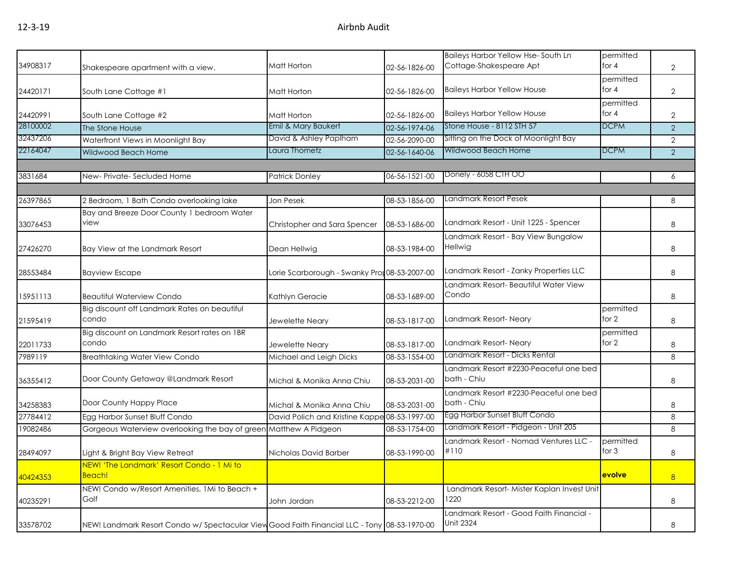12-3-19

# Airbnb Audit

| | | | | | | |
|---|---|---|---|---|---|---|
| 34908317 | Shakespeare apartment with a view. | Matt Horton | 02-56-1826-00 | Baileys Harbor Yellow Hse- South Ln Cottage-Shakespeare Apt | permitted for 4 | 2 |
| 24420171 | South Lane Cottage #1 | Matt Horton | 02-56-1826-00 | Baileys Harbor Yellow House | permitted for 4 | 2 |
| 24420991 | South Lane Cottage #2 | Matt Horton | 02-56-1826-00 | Baileys Harbor Yellow House | permitted for 4 | 2 |
| 28100002 | The Stone House | Emil & Mary Baukert | 02-56-1974-06 | Stone House - 8112 STH 57 | DCPM | 2 |
| 32437206 | Waterfront Views in Moonlight Bay | David & Ashley Paplham | 02-56-2090-00 | Sitting on the Dock of Moonlight Bay | | 2 |
| 22164047 | Wildwood Beach Home | Laura Thometz | 02-56-1640-06 | Wildwood Beach Home | DCPM | 2 |
| | | | | | | |
| 3831684 | New- Private- Secluded Home | Patrick Donley | 06-56-1521-00 | Donely - 6058 CTH OO | | 6 |
| | | | | | | |
| 26397865 | 2 Bedroom, 1 Bath Condo overlooking lake | Jon Pesek | 08-53-1856-00 | Landmark Resort Pesek | | 8 |
| 33076453 | Bay and Breeze Door County 1 bedroom Water view | Christopher and Sara Spencer | 08-53-1686-00 | Landmark Resort - Unit 1225 - Spencer | | 8 |
| 27426270 | Bay View at the Landmark Resort | Dean Hellwig | 08-53-1984-00 | Landmark Resort - Bay View Bungalow Hellwig | | 8 |
| 28553484 | Bayview Escape | Lorie Scarborough - Swanky Pro | 08-53-2007-00 | Landmark Resort - Zanky Properties LLC | | 8 |
| 15951113 | Beautiful Waterview Condo | Kathlyn Geracie | 08-53-1689-00 | Landmark Resort- Beautiful Water View Condo | | 8 |
| 21595419 | Big discount off Landmark Rates on beautiful condo | Jewelette Neary | 08-53-1817-00 | Landmark Resort- Neary | permitted for 2 | 8 |
| 22011733 | Big discount on Landmark Resort rates on 1BR condo | Jewelette Neary | 08-53-1817-00 | Landmark Resort- Neary | permitted for 2 | 8 |
| 7989119 | Breathtaking Water View Condo | Michael and Leigh Dicks | 08-53-1554-00 | Landmark Resort - Dicks Rental | | 8 |
| 36355412 | Door County Getaway @Landmark Resort | Michal & Monika Anna Chiu | 08-53-2031-00 | Landmark Resort #2230-Peaceful one bed bath - Chiu | | 8 |
| 34258383 | Door County Happy Place | Michal & Monika Anna Chiu | 08-53-2031-00 | Landmark Resort #2230-Peaceful one bed bath - Chiu | | 8 |
| 27784412 | Egg Harbor Sunset Bluff Condo | David Polich and Kristine Kappe | 08-53-1997-00 | Egg Harbor Sunset Bluff Condo | | 8 |
| 19082486 | Gorgeous Waterview overlooking the bay of green | Matthew A Pidgeon | 08-53-1754-00 | Landmark Resort - Pidgeon - Unit 205 | | 8 |
| 28494097 | Light & Bright Bay View Retreat | Nicholas David Barber | 08-53-1990-00 | Landmark Resort - Nomad Ventures LLC - #110 | permitted for 3 | 8 |
| 40424353 | NEW! 'The Landmark' Resort Condo - 1 Mi to Beach! | | | | evolve | 8 |
| 40235291 | NEW! Condo w/Resort Amenities, 1Mi to Beach + Golf | John Jordan | 08-53-2212-00 | Landmark Resort- Mister Kaplan Invest Unit 1220 | | 8 |
| 33578702 | NEW! Landmark Resort Condo w/ Spectacular View | Good Faith Financial LLC - Tony | 08-53-1970-00 | Landmark Resort - Good Faith Financial - Unit 2324 | | 8 |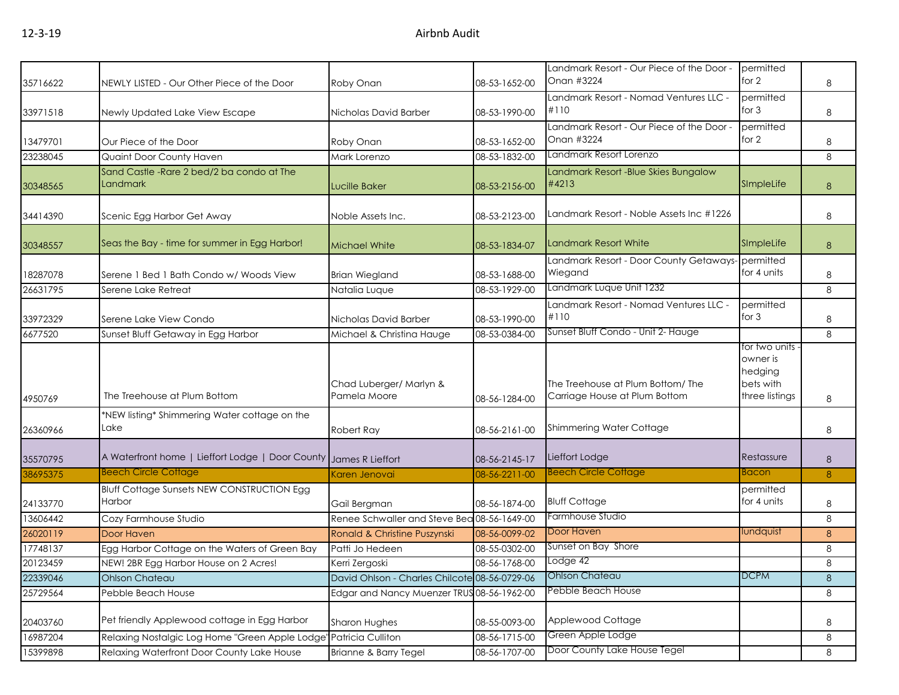| | | | | | | |
|---|---|---|---|---|---|---|
| 35716622 | NEWLY LISTED - Our Other Piece of the Door | Roby Onan | 08-53-1652-00 | Landmark Resort - Our Piece of the Door - Onan #3224 | permitted for 2 | 8 |
| 33971518 | Newly Updated Lake View Escape | Nicholas David Barber | 08-53-1990-00 | Landmark Resort - Nomad Ventures LLC - #110 | permitted for 3 | 8 |
| 13479701 | Our Piece of the Door | Roby Onan | 08-53-1652-00 | Landmark Resort - Our Piece of the Door - Onan #3224 | permitted for 2 | 8 |
| 23238045 | Quaint Door County Haven | Mark Lorenzo | 08-53-1832-00 | Landmark Resort Lorenzo | | 8 |
| 30348565 | Sand Castle -Rare 2 bed/2 ba condo at The Landmark | Lucille Baker | 08-53-2156-00 | Landmark Resort -Blue Skies Bungalow #4213 | SImpleLife | 8 |
| 34414390 | Scenic Egg Harbor Get Away | Noble Assets Inc. | 08-53-2123-00 | Landmark Resort - Noble Assets Inc #1226 | | 8 |
| 30348557 | Seas the Bay - time for summer in Egg Harbor! | Michael White | 08-53-1834-07 | Landmark Resort White | SImpleLife | 8 |
| 18287078 | Serene 1 Bed 1 Bath Condo w/ Woods View | Brian Wiegland | 08-53-1688-00 | Landmark Resort - Door County Getaways-Wiegand | permitted for 4 units | 8 |
| 26631795 | Serene Lake Retreat | Natalia Luque | 08-53-1929-00 | Landmark Luque Unit 1232 | | 8 |
| 33972329 | Serene Lake View Condo | Nicholas David Barber | 08-53-1990-00 | Landmark Resort - Nomad Ventures LLC - #110 | permitted for 3 | 8 |
| 6677520 | Sunset Bluff Getaway in Egg Harbor | Michael & Christina Hauge | 08-53-0384-00 | Sunset Bluff Condo - Unit 2- Hauge | | 8 |
| 4950769 | The Treehouse at Plum Bottom | Chad Luberger/ Marlyn & Pamela Moore | 08-56-1284-00 | The Treehouse at Plum Bottom/ The Carriage House at Plum Bottom | for two units - owner is hedging bets with three listings | 8 |
| 26360966 | *NEW listing* Shimmering Water cottage on the Lake | Robert Ray | 08-56-2161-00 | Shimmering Water Cottage | | 8 |
| 35570795 | A Waterfront home \| Lieffort Lodge \| Door County | James R Lieffort | 08-56-2145-17 | Lieffort Lodge | Restassure | 8 |
| 38695375 | Beech Circle Cottage | Karen Jenovai | 08-56-2211-00 | Beech Circle Cottage | Bacon | 8 |
| 24133770 | Bluff Cottage Sunsets NEW CONSTRUCTION Egg Harbor | Gail Bergman | 08-56-1874-00 | Bluff Cottage | permitted for 4 units | 8 |
| 13606442 | Cozy Farmhouse Studio | Renee Schwaller and Steve Bea | 08-56-1649-00 | Farmhouse Studio | | 8 |
| 26020119 | Door Haven | Ronald & Christine Puszynski | 08-56-0099-02 | Door Haven | lundquist | 8 |
| 17748137 | Egg Harbor Cottage on the Waters of Green Bay | Patti Jo Hedeen | 08-55-0302-00 | Sunset on Bay Shore | | 8 |
| 20123459 | NEW! 2BR Egg Harbor House on 2 Acres! | Kerri Zergoski | 08-56-1768-00 | Lodge 42 | | 8 |
| 22339046 | Ohlson Chateau | David Ohlson - Charles Chilcote | 08-56-0729-06 | Ohlson Chateau | DCPM | 8 |
| 25729564 | Pebble Beach House | Edgar and Nancy Muenzer TRUS | 08-56-1962-00 | Pebble Beach House | | 8 |
| 20403760 | Pet friendly Applewood cottage in Egg Harbor | Sharon Hughes | 08-55-0093-00 | Applewood Cottage | | 8 |
| 16987204 | Relaxing Nostalgic Log Home "Green Apple Lodge" | Patricia Culliton | 08-56-1715-00 | Green Apple Lodge | | 8 |
| 15399898 | Relaxing Waterfront Door County Lake House | Brianne & Barry Tegel | 08-56-1707-00 | Door County Lake House Tegel | | 8 |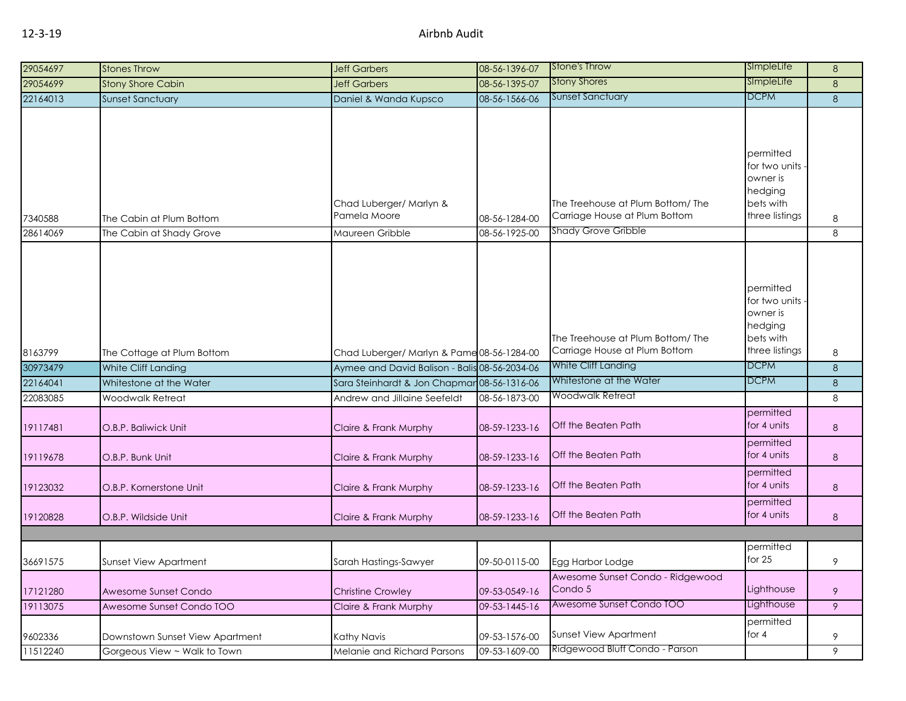| | | | | | | |
|---|---|---|---|---|---|---|
| 29054697 | Stones Throw | Jeff Garbers | 08-56-1396-07 | Stone's Throw | SImpleLife | 8 |
| 29054699 | Stony Shore Cabin | Jeff Garbers | 08-56-1395-07 | Stony Shores | SImpleLife | 8 |
| 22164013 | Sunset Sanctuary | Daniel & Wanda Kupsco | 08-56-1566-06 | Sunset Sanctuary | DCPM | 8 |
| 7340588 | The Cabin at Plum Bottom | Chad Luberger/ Marlyn & Pamela Moore | 08-56-1284-00 | The Treehouse at Plum Bottom/ The Carriage House at Plum Bottom | permitted for two units - owner is hedging bets with three listings | 8 |
| 28614069 | The Cabin at Shady Grove | Maureen Gribble | 08-56-1925-00 | Shady Grove Gribble | | 8 |
| 8163799 | The Cottage at Plum Bottom | Chad Luberger/ Marlyn & Pame | 08-56-1284-00 | The Treehouse at Plum Bottom/ The Carriage House at Plum Bottom | permitted for two units - owner is hedging bets with three listings | 8 |
| 30973479 | White Cliff Landing | Aymee and David Balison - Balis | 08-56-2034-06 | White Cliff Landing | DCPM | 8 |
| 22164041 | Whitestone at the Water | Sara Steinhardt & Jon Chapman | 08-56-1316-06 | Whitestone at the Water | DCPM | 8 |
| 22083085 | Woodwalk Retreat | Andrew and Jillaine Seefeldt | 08-56-1873-00 | Woodwalk Retreat | | 8 |
| 19117481 | O.B.P. Baliwick Unit | Claire & Frank Murphy | 08-59-1233-16 | Off the Beaten Path | permitted for 4 units | 8 |
| 19119678 | O.B.P. Bunk Unit | Claire & Frank Murphy | 08-59-1233-16 | Off the Beaten Path | permitted for 4 units | 8 |
| 19123032 | O.B.P. Kornerstone Unit | Claire & Frank Murphy | 08-59-1233-16 | Off the Beaten Path | permitted for 4 units | 8 |
| 19120828 | O.B.P. Wildside Unit | Claire & Frank Murphy | 08-59-1233-16 | Off the Beaten Path | permitted for 4 units | 8 |
| | | | | | | |
| 36691575 | Sunset View Apartment | Sarah Hastings-Sawyer | 09-50-0115-00 | Egg Harbor Lodge | permitted for 25 | 9 |
| 17121280 | Awesome Sunset Condo | Christine Crowley | 09-53-0549-16 | Awesome Sunset Condo - Ridgewood Condo 5 | Lighthouse | 9 |
| 19113075 | Awesome Sunset Condo TOO | Claire & Frank Murphy | 09-53-1445-16 | Awesome Sunset Condo TOO | Lighthouse | 9 |
| 9602336 | Downstown Sunset View Apartment | Kathy Navis | 09-53-1576-00 | Sunset View Apartment | permitted for 4 | 9 |
| 11512240 | Gorgeous View ~ Walk to Town | Melanie and Richard Parsons | 09-53-1609-00 | Ridgewood Bluff Condo - Parson | | 9 |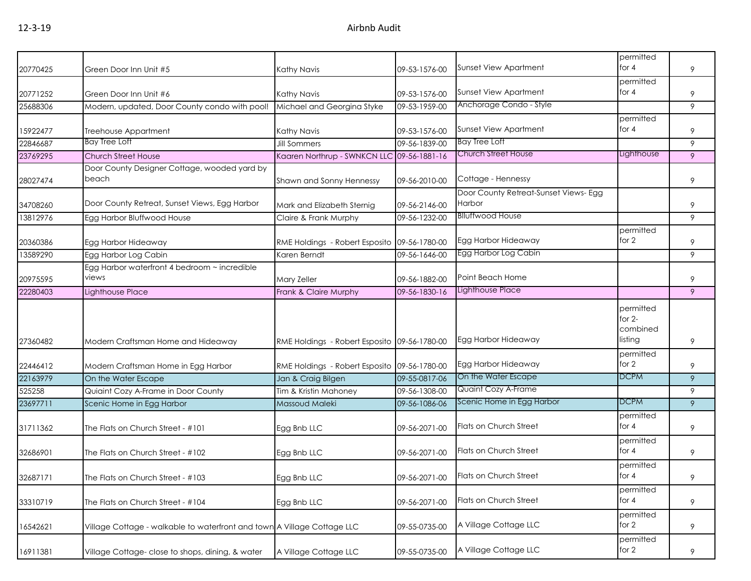| | | | | | | |
|---|---|---|---|---|---|---|
| 20770425 | Green Door Inn Unit #5 | Kathy Navis | 09-53-1576-00 | Sunset View Apartment | permitted for 4 | 9 |
| 20771252 | Green Door Inn Unit #6 | Kathy Navis | 09-53-1576-00 | Sunset View Apartment | permitted for 4 | 9 |
| 25688306 | Modern, updated, Door County condo with pool! | Michael and Georgina Styke | 09-53-1959-00 | Anchorage Condo - Style | | 9 |
| 15922477 | Treehouse Appartment | Kathy Navis | 09-53-1576-00 | Sunset View Apartment | permitted for 4 | 9 |
| 22846687 | Bay Tree Loft | Jill Sommers | 09-56-1839-00 | Bay Tree Loft | | 9 |
| 23769295 | Church Street House | Kaaren Northrup - SWNKCN LLC | 09-56-1881-16 | Church Street House | Lighthouse | 9 |
| 28027474 | Door County Designer Cottage, wooded yard by beach | Shawn and Sonny Hennessy | 09-56-2010-00 | Cottage - Hennessy | | 9 |
| 34708260 | Door County Retreat, Sunset Views, Egg Harbor | Mark and Elizabeth Sternig | 09-56-2146-00 | Door County Retreat-Sunset Views- Egg Harbor | | 9 |
| 13812976 | Egg Harbor Bluffwood House | Claire & Frank Murphy | 09-56-1232-00 | Blluffwood House | | 9 |
| 20360386 | Egg Harbor Hideaway | RME Holdings - Robert Esposito | 09-56-1780-00 | Egg Harbor Hideaway | permitted for 2 | 9 |
| 13589290 | Egg Harbor Log Cabin | Karen Berndt | 09-56-1646-00 | Egg Harbor Log Cabin | | 9 |
| 20975595 | Egg Harbor waterfront 4 bedroom ~ incredible views | Mary Zeller | 09-56-1882-00 | Point Beach Home | | 9 |
| 22280403 | Lighthouse Place | Frank & Claire Murphy | 09-56-1830-16 | Lighthouse Place | | 9 |
| 27360482 | Modern Craftsman Home and Hideaway | RME Holdings - Robert Esposito | 09-56-1780-00 | Egg Harbor Hideaway | permitted for 2- combined listing | 9 |
| 22446412 | Modern Craftsman Home in Egg Harbor | RME Holdings - Robert Esposito | 09-56-1780-00 | Egg Harbor Hideaway | permitted for 2 | 9 |
| 22163979 | On the Water Escape | Jan & Craig Bilgen | 09-55-0817-06 | On the Water Escape | DCPM | 9 |
| 525258 | Quiaint Cozy A-Frame in Door County | Tim & Kristin Mahoney | 09-56-1308-00 | Quaint Cozy A-Frame | | 9 |
| 23697711 | Scenic Home in Egg Harbor | Massoud Maleki | 09-56-1086-06 | Scenic Home in Egg Harbor | DCPM | 9 |
| 31711362 | The Flats on Church Street - #101 | Egg Bnb LLC | 09-56-2071-00 | Flats on Church Street | permitted for 4 | 9 |
| 32686901 | The Flats on Church Street - #102 | Egg Bnb LLC | 09-56-2071-00 | Flats on Church Street | permitted for 4 | 9 |
| 32687171 | The Flats on Church Street - #103 | Egg Bnb LLC | 09-56-2071-00 | Flats on Church Street | permitted for 4 | 9 |
| 33310719 | The Flats on Church Street - #104 | Egg Bnb LLC | 09-56-2071-00 | Flats on Church Street | permitted for 4 | 9 |
| 16542621 | Village Cottage - walkable to waterfront and town | A Village Cottage LLC | 09-55-0735-00 | A Village Cottage LLC | permitted for 2 | 9 |
| 16911381 | Village Cottage- close to shops, dining, & water | A Village Cottage LLC | 09-55-0735-00 | A Village Cottage LLC | permitted for 2 | 9 |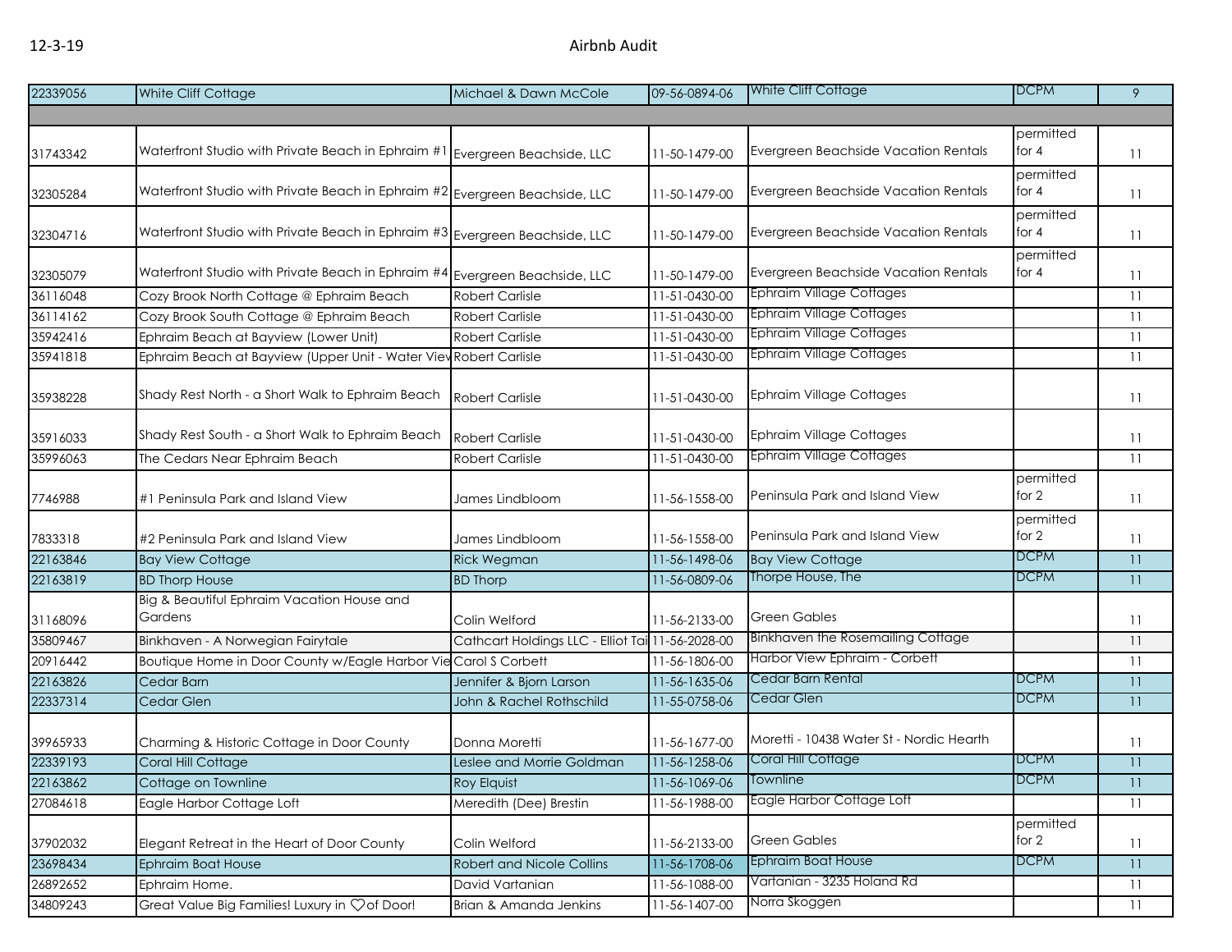| | | | | | | |
|---|---|---|---|---|---|---|
| 22339056 | White Cliff Cottage | Michael & Dawn McCole | 09-56-0894-06 | White Cliff Cottage | DCPM | 9 |
| | | | | | | |
| 31743342 | Waterfront Studio with Private Beach in Ephraim #1 | Evergreen Beachside, LLC | 11-50-1479-00 | Evergreen Beachside Vacation Rentals | permitted for 4 | 11 |
| 32305284 | Waterfront Studio with Private Beach in Ephraim #2 | Evergreen Beachside, LLC | 11-50-1479-00 | Evergreen Beachside Vacation Rentals | permitted for 4 | 11 |
| 32304716 | Waterfront Studio with Private Beach in Ephraim #3 | Evergreen Beachside, LLC | 11-50-1479-00 | Evergreen Beachside Vacation Rentals | permitted for 4 | 11 |
| 32305079 | Waterfront Studio with Private Beach in Ephraim #4 | Evergreen Beachside, LLC | 11-50-1479-00 | Evergreen Beachside Vacation Rentals | permitted for 4 | 11 |
| 36116048 | Cozy Brook North Cottage @ Ephraim Beach | Robert Carlisle | 11-51-0430-00 | Ephraim Village Cottages | | 11 |
| 36114162 | Cozy Brook South Cottage @ Ephraim Beach | Robert Carlisle | 11-51-0430-00 | Ephraim Village Cottages | | 11 |
| 35942416 | Ephraim Beach at Bayview (Lower Unit) | Robert Carlisle | 11-51-0430-00 | Ephraim Village Cottages | | 11 |
| 35941818 | Ephraim Beach at Bayview (Upper Unit - Water View | Robert Carlisle | 11-51-0430-00 | Ephraim Village Cottages | | 11 |
| 35938228 | Shady Rest North - a Short Walk to Ephraim Beach | Robert Carlisle | 11-51-0430-00 | Ephraim Village Cottages | | 11 |
| 35916033 | Shady Rest South - a Short Walk to Ephraim Beach | Robert Carlisle | 11-51-0430-00 | Ephraim Village Cottages | | 11 |
| 35996063 | The Cedars Near Ephraim Beach | Robert Carlisle | 11-51-0430-00 | Ephraim Village Cottages | | 11 |
| 7746988 | #1 Peninsula Park and Island View | James Lindbloom | 11-56-1558-00 | Peninsula Park and Island View | permitted for 2 | 11 |
| 7833318 | #2 Peninsula Park and Island View | James Lindbloom | 11-56-1558-00 | Peninsula Park and Island View | permitted for 2 | 11 |
| 22163846 | Bay View Cottage | Rick Wegman | 11-56-1498-06 | Bay View Cottage | DCPM | 11 |
| 22163819 | BD Thorp House | BD Thorp | 11-56-0809-06 | Thorpe House, The | DCPM | 11 |
| 31168096 | Big & Beautiful Ephraim Vacation House and Gardens | Colin Welford | 11-56-2133-00 | Green Gables | | 11 |
| 35809467 | Binkhaven - A Norwegian Fairytale | Cathcart Holdings LLC - Elliot Tai | 11-56-2028-00 | Binkhaven the Rosemailing Cottage | | 11 |
| 20916442 | Boutique Home in Door County w/Eagle Harbor Vie | Carol S Corbett | 11-56-1806-00 | Harbor View Ephraim - Corbett | | 11 |
| 22163826 | Cedar Barn | Jennifer & Bjorn Larson | 11-56-1635-06 | Cedar Barn Rental | DCPM | 11 |
| 22337314 | Cedar Glen | John & Rachel Rothschild | 11-55-0758-06 | Cedar Glen | DCPM | 11 |
| 39965933 | Charming & Historic Cottage in Door County | Donna Moretti | 11-56-1677-00 | Moretti - 10438 Water St - Nordic Hearth | | 11 |
| 22339193 | Coral Hill Cottage | Leslee and Morrie Goldman | 11-56-1258-06 | Coral Hill Cottage | DCPM | 11 |
| 22163862 | Cottage on Townline | Roy Elquist | 11-56-1069-06 | Townline | DCPM | 11 |
| 27084618 | Eagle Harbor Cottage Loft | Meredith (Dee) Brestin | 11-56-1988-00 | Eagle Harbor Cottage Loft | | 11 |
| 37902032 | Elegant Retreat in the Heart of Door County | Colin Welford | 11-56-2133-00 | Green Gables | permitted for 2 | 11 |
| 23698434 | Ephraim Boat House | Robert and Nicole Collins | 11-56-1708-06 | Ephraim Boat House | DCPM | 11 |
| 26892652 | Ephraim Home. | David Vartanian | 11-56-1088-00 | Vartanian - 3235 Holand Rd | | 11 |
| 34809243 | Great Value Big Families! Luxury in ♡of Door! | Brian & Amanda Jenkins | 11-56-1407-00 | Norra Skoggen | | 11 |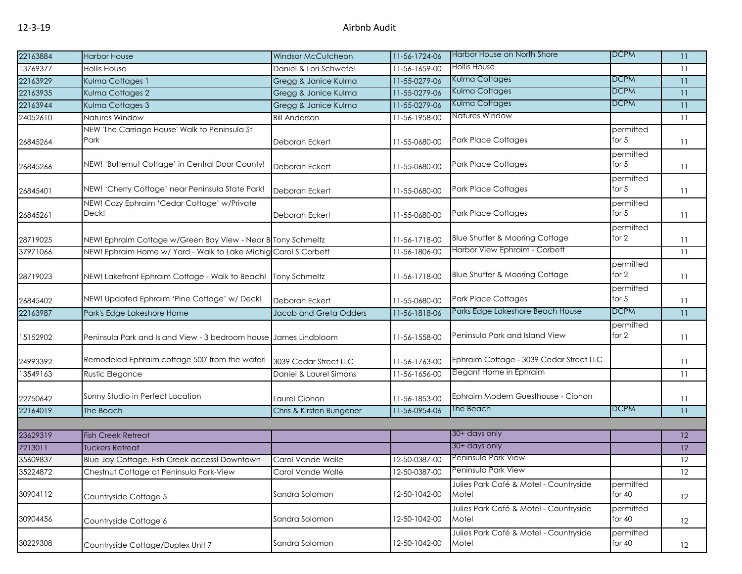| | | | | | | |
|---|---|---|---|---|---|---|
| 22163884 | Harbor House | Windsor McCutcheon | 11-56-1724-06 | Harbor House on North Shore | DCPM | 11 |
| 13769377 | Hollis House | Daniel & Lori Schwefel | 11-56-1659-00 | Hollis House | | 11 |
| 22163929 | Kulma Cottages 1 | Gregg & Janice Kulma | 11-55-0279-06 | Kulma Cottages | DCPM | 11 |
| 22163935 | Kulma Cottages 2 | Gregg & Janice Kulma | 11-55-0279-06 | Kulma Cottages | DCPM | 11 |
| 22163944 | Kulma Cottages 3 | Gregg & Janice Kulma | 11-55-0279-06 | Kulma Cottages | DCPM | 11 |
| 24052610 | Natures Window | Bill Anderson | 11-56-1958-00 | Natures Window | | 11 |
| 26845264 | NEW 'The Carriage House' Walk to Peninsula St Park | Deborah Eckert | 11-55-0680-00 | Park Place Cottages | permitted for 5 | 11 |
| 26845266 | NEW! 'Butternut Cottage' in Central Door County! | Deborah Eckert | 11-55-0680-00 | Park Place Cottages | permitted for 5 | 11 |
| 26845401 | NEW! 'Cherry Cottage' near Peninsula State Park! | Deborah Eckert | 11-55-0680-00 | Park Place Cottages | permitted for 5 | 11 |
| 26845261 | NEW! Cozy Ephraim 'Cedar Cottage' w/Private Deck! | Deborah Eckert | 11-55-0680-00 | Park Place Cottages | permitted for 5 | 11 |
| 28719025 | NEW! Ephraim Cottage w/Green Bay View - Near B | Tony Schmeltz | 11-56-1718-00 | Blue Shutter & Mooring Cottage | permitted for 2 | 11 |
| 37971066 | NEW! Ephraim Home w/ Yard - Walk to Lake Michig | Carol S Corbett | 11-56-1806-00 | Harbor View Ephraim - Corbett | | 11 |
| 28719023 | NEW! Lakefront Ephraim Cottage - Walk to Beach! | Tony Schmeltz | 11-56-1718-00 | Blue Shutter & Mooring Cottage | permitted for 2 | 11 |
| 26845402 | NEW! Updated Ephraim 'Pine Cottage' w/ Deck! | Deborah Eckert | 11-55-0680-00 | Park Place Cottages | permitted for 5 | 11 |
| 22163987 | Park's Edge Lakeshore Home | Jacob and Greta Odders | 11-56-1818-06 | Parks Edge Lakeshore Beach House | DCPM | 11 |
| 15152902 | Peninsula Park and Island View - 3 bedroom house | James Lindbloom | 11-56-1558-00 | Peninsula Park and Island View | permitted for 2 | 11 |
| 24993392 | Remodeled Ephraim cottage 500' from the water! | 3039 Cedar Street LLC | 11-56-1763-00 | Ephraim Cottage - 3039 Cedar Street LLC | | 11 |
| 13549163 | Rustic Elegance | Daniel & Laurel Simons | 11-56-1656-00 | Elegant Home in Ephraim | | 11 |
| 22750642 | Sunny Studio in Perfect Location | Laurel Ciohon | 11-56-1853-00 | Ephraim Modern Guesthouse - Ciohon | | 11 |
| 22164019 | The Beach | Chris & Kirsten Bungener | 11-56-0954-06 | The Beach | DCPM | 11 |
| | | | | | | |
| 23629319 | Fish Creek Retreat | | | 30+ days only | | 12 |
| 7213011 | Tuckers Retreat | | | 30+ days only | | 12 |
| 35609837 | Blue Jay Cottage. Fish Creek access! Downtown | Carol Vande Walle | 12-50-0387-00 | Peninsula Park View | | 12 |
| 35224872 | Chestnut Cottage at Peninsula Park-View | Carol Vande Walle | 12-50-0387-00 | Peninsula Park View | | 12 |
| 30904112 | Countryside Cottage 5 | Sandra Solomon | 12-50-1042-00 | Julies Park Café & Motel - Countryside Motel | permitted for 40 | 12 |
| 30904456 | Countryside Cottage 6 | Sandra Solomon | 12-50-1042-00 | Julies Park Café & Motel - Countryside Motel | permitted for 40 | 12 |
| 30229308 | Countryside Cottage/Duplex Unit 7 | Sandra Solomon | 12-50-1042-00 | Julies Park Café & Motel - Countryside Motel | permitted for 40 | 12 |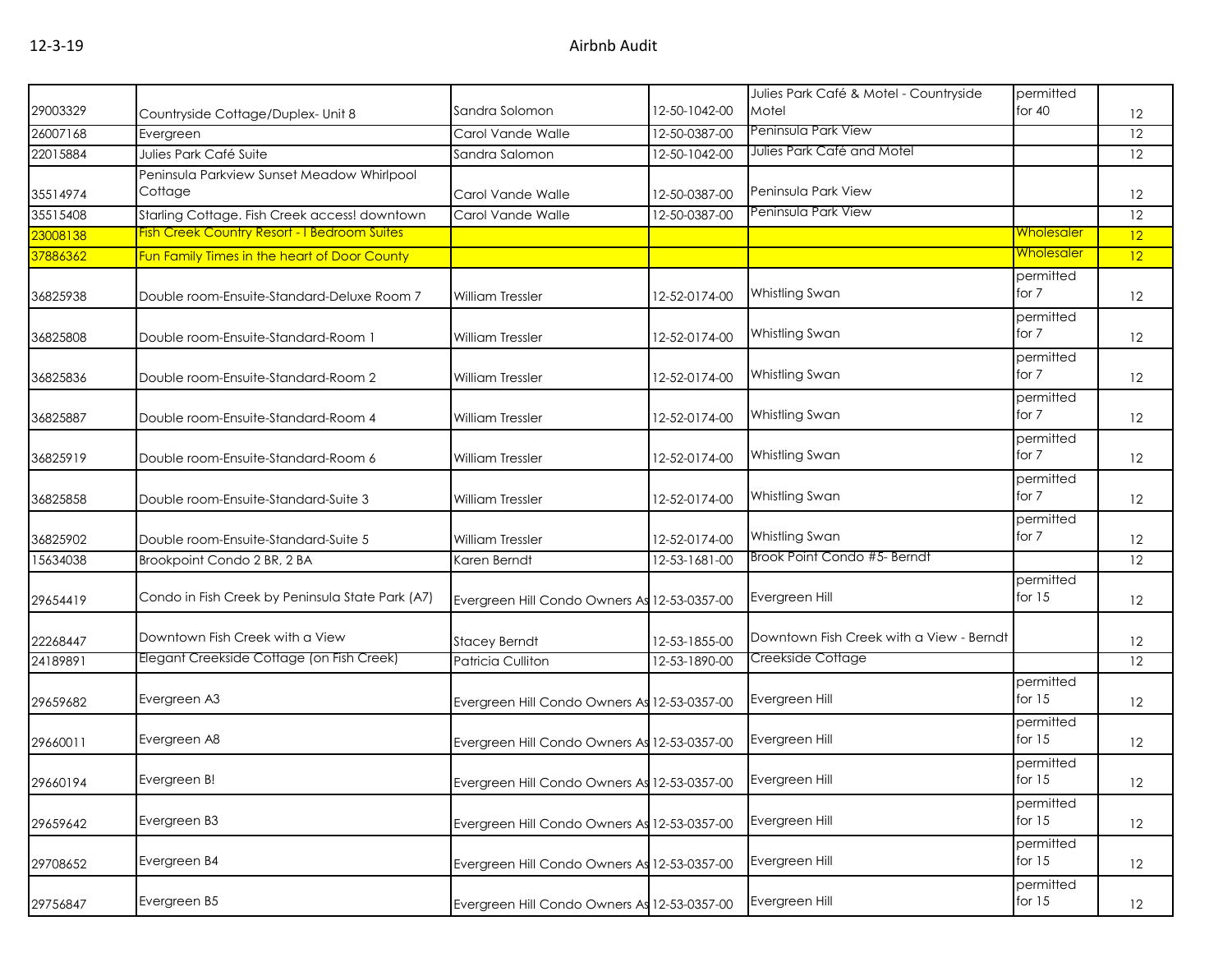| | | | | | | |
|---|---|---|---|---|---|---|
| 29003329 | Countryside Cottage/Duplex- Unit 8 | Sandra Solomon | 12-50-1042-00 | Julies Park Café & Motel - Countryside Motel | permitted for 40 | 12 |
| 26007168 | Evergreen | Carol Vande Walle | 12-50-0387-00 | Peninsula Park View | | 12 |
| 22015884 | Julies Park Café Suite | Sandra Salomon | 12-50-1042-00 | Julies Park Café and Motel | | 12 |
| 35514974 | Peninsula Parkview Sunset Meadow Whirlpool Cottage | Carol Vande Walle | 12-50-0387-00 | Peninsula Park View | | 12 |
| 35515408 | Starling Cottage. Fish Creek access! downtown | Carol Vande Walle | 12-50-0387-00 | Peninsula Park View | | 12 |
| 23008138 | Fish Creek Country Resort - I Bedroom Suites | | | | Wholesaler | 12 |
| 37886362 | Fun Family Times in the heart of Door County | | | | Wholesaler | 12 |
| 36825938 | Double room-Ensuite-Standard-Deluxe Room 7 | William Tressler | 12-52-0174-00 | Whistling Swan | permitted for 7 | 12 |
| 36825808 | Double room-Ensuite-Standard-Room 1 | William Tressler | 12-52-0174-00 | Whistling Swan | permitted for 7 | 12 |
| 36825836 | Double room-Ensuite-Standard-Room 2 | William Tressler | 12-52-0174-00 | Whistling Swan | permitted for 7 | 12 |
| 36825887 | Double room-Ensuite-Standard-Room 4 | William Tressler | 12-52-0174-00 | Whistling Swan | permitted for 7 | 12 |
| 36825919 | Double room-Ensuite-Standard-Room 6 | William Tressler | 12-52-0174-00 | Whistling Swan | permitted for 7 | 12 |
| 36825858 | Double room-Ensuite-Standard-Suite 3 | William Tressler | 12-52-0174-00 | Whistling Swan | permitted for 7 | 12 |
| 36825902 | Double room-Ensuite-Standard-Suite 5 | William Tressler | 12-52-0174-00 | Whistling Swan | permitted for 7 | 12 |
| 15634038 | Brookpoint Condo 2 BR, 2 BA | Karen Berndt | 12-53-1681-00 | Brook Point Condo #5- Berndt | | 12 |
| 29654419 | Condo in Fish Creek by Peninsula State Park (A7) | Evergreen Hill Condo Owners As | 12-53-0357-00 | Evergreen Hill | permitted for 15 | 12 |
| 22268447 | Downtown Fish Creek with a View | Stacey Berndt | 12-53-1855-00 | Downtown Fish Creek with a View - Berndt | | 12 |
| 24189891 | Elegant Creekside Cottage (on Fish Creek) | Patricia Culliton | 12-53-1890-00 | Creekside Cottage | | 12 |
| 29659682 | Evergreen A3 | Evergreen Hill Condo Owners As | 12-53-0357-00 | Evergreen Hill | permitted for 15 | 12 |
| 29660011 | Evergreen A8 | Evergreen Hill Condo Owners As | 12-53-0357-00 | Evergreen Hill | permitted for 15 | 12 |
| 29660194 | Evergreen B! | Evergreen Hill Condo Owners As | 12-53-0357-00 | Evergreen Hill | permitted for 15 | 12 |
| 29659642 | Evergreen B3 | Evergreen Hill Condo Owners As | 12-53-0357-00 | Evergreen Hill | permitted for 15 | 12 |
| 29708652 | Evergreen B4 | Evergreen Hill Condo Owners As | 12-53-0357-00 | Evergreen Hill | permitted for 15 | 12 |
| 29756847 | Evergreen B5 | Evergreen Hill Condo Owners As | 12-53-0357-00 | Evergreen Hill | permitted for 15 | 12 |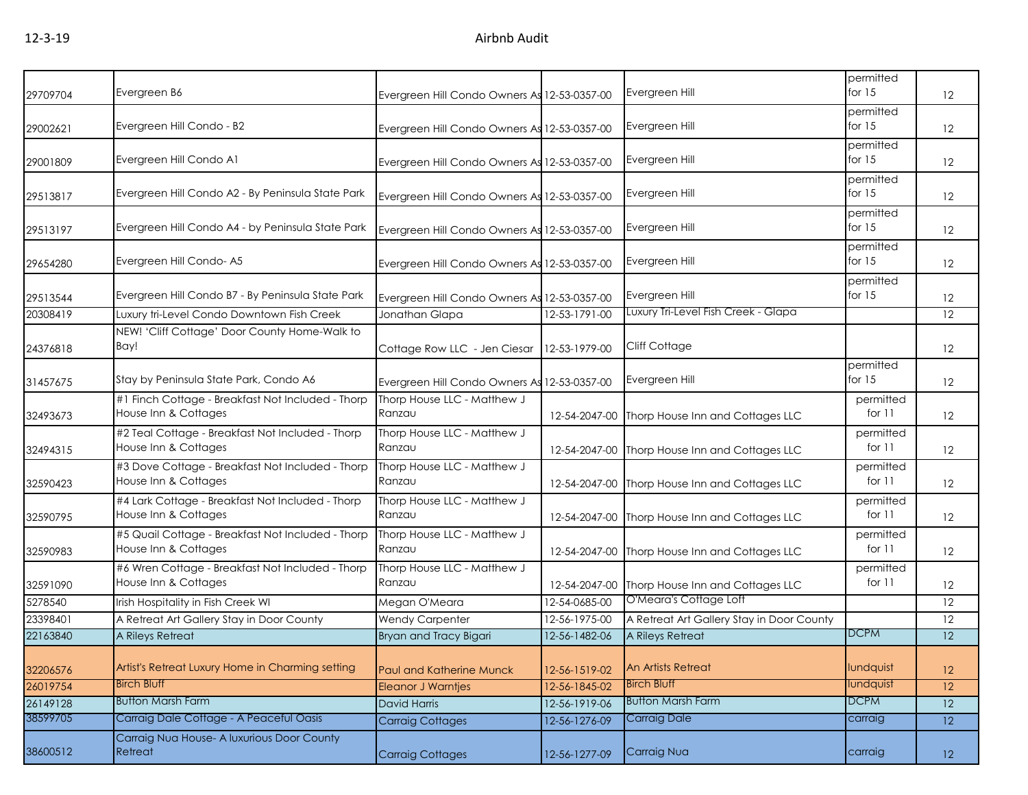| | | | | | | |
|---|---|---|---|---|---|---|
| 29709704 | Evergreen B6 | Evergreen Hill Condo Owners As | 12-53-0357-00 | Evergreen Hill | permitted for 15 | 12 |
| 29002621 | Evergreen Hill Condo - B2 | Evergreen Hill Condo Owners As | 12-53-0357-00 | Evergreen Hill | permitted for 15 | 12 |
| 29001809 | Evergreen Hill Condo A1 | Evergreen Hill Condo Owners As | 12-53-0357-00 | Evergreen Hill | permitted for 15 | 12 |
| 29513817 | Evergreen Hill Condo A2 - By Peninsula State Park | Evergreen Hill Condo Owners As | 12-53-0357-00 | Evergreen Hill | permitted for 15 | 12 |
| 29513197 | Evergreen Hill Condo A4 - by Peninsula State Park | Evergreen Hill Condo Owners As | 12-53-0357-00 | Evergreen Hill | permitted for 15 | 12 |
| 29654280 | Evergreen Hill Condo- A5 | Evergreen Hill Condo Owners As | 12-53-0357-00 | Evergreen Hill | permitted for 15 | 12 |
| 29513544 | Evergreen Hill Condo B7 - By Peninsula State Park | Evergreen Hill Condo Owners As | 12-53-0357-00 | Evergreen Hill | permitted for 15 | 12 |
| 20308419 | Luxury tri-Level Condo Downtown Fish Creek | Jonathan Glapa | 12-53-1791-00 | Luxury Tri-Level Fish Creek - Glapa | | 12 |
| 24376818 | NEW! 'Cliff Cottage' Door County Home-Walk to Bay! | Cottage Row LLC - Jen Ciesar | 12-53-1979-00 | Cliff Cottage | | 12 |
| 31457675 | Stay by Peninsula State Park, Condo A6 | Evergreen Hill Condo Owners As | 12-53-0357-00 | Evergreen Hill | permitted for 15 | 12 |
| 32493673 | #1 Finch Cottage - Breakfast Not Included - Thorp House Inn & Cottages | Thorp House LLC - Matthew J Ranzau | 12-54-2047-00 | Thorp House Inn and Cottages LLC | permitted for 11 | 12 |
| 32494315 | #2 Teal Cottage - Breakfast Not Included - Thorp House Inn & Cottages | Thorp House LLC - Matthew J Ranzau | 12-54-2047-00 | Thorp House Inn and Cottages LLC | permitted for 11 | 12 |
| 32590423 | #3 Dove Cottage - Breakfast Not Included - Thorp House Inn & Cottages | Thorp House LLC - Matthew J Ranzau | 12-54-2047-00 | Thorp House Inn and Cottages LLC | permitted for 11 | 12 |
| 32590795 | #4 Lark Cottage - Breakfast Not Included - Thorp House Inn & Cottages | Thorp House LLC - Matthew J Ranzau | 12-54-2047-00 | Thorp House Inn and Cottages LLC | permitted for 11 | 12 |
| 32590983 | #5 Quail Cottage - Breakfast Not Included - Thorp House Inn & Cottages | Thorp House LLC - Matthew J Ranzau | 12-54-2047-00 | Thorp House Inn and Cottages LLC | permitted for 11 | 12 |
| 32591090 | #6 Wren Cottage - Breakfast Not Included - Thorp House Inn & Cottages | Thorp House LLC - Matthew J Ranzau | 12-54-2047-00 | Thorp House Inn and Cottages LLC | permitted for 11 | 12 |
| 5278540 | Irish Hospitality in Fish Creek WI | Megan O'Meara | 12-54-0685-00 | O'Meara's Cottage Loft | | 12 |
| 23398401 | A Retreat Art Gallery Stay in Door County | Wendy Carpenter | 12-56-1975-00 | A Retreat Art Gallery Stay in Door County | | 12 |
| 22163840 | A Rileys Retreat | Bryan and Tracy Bigari | 12-56-1482-06 | A Rileys Retreat | DCPM | 12 |
| 32206576 | Artist's Retreat Luxury Home in Charming setting | Paul and Katherine Munck | 12-56-1519-02 | An Artists Retreat | lundquist | 12 |
| 26019754 | Birch Bluff | Eleanor J Warntjes | 12-56-1845-02 | Birch Bluff | lundquist | 12 |
| 26149128 | Button Marsh Farm | David Harris | 12-56-1919-06 | Button Marsh Farm | DCPM | 12 |
| 38599705 | Carraig Dale Cottage - A Peaceful Oasis | Carraig Cottages | 12-56-1276-09 | Carraig Dale | carraig | 12 |
| 38600512 | Carraig Nua House- A luxurious Door County Retreat | Carraig Cottages | 12-56-1277-09 | Carraig Nua | carraig | 12 |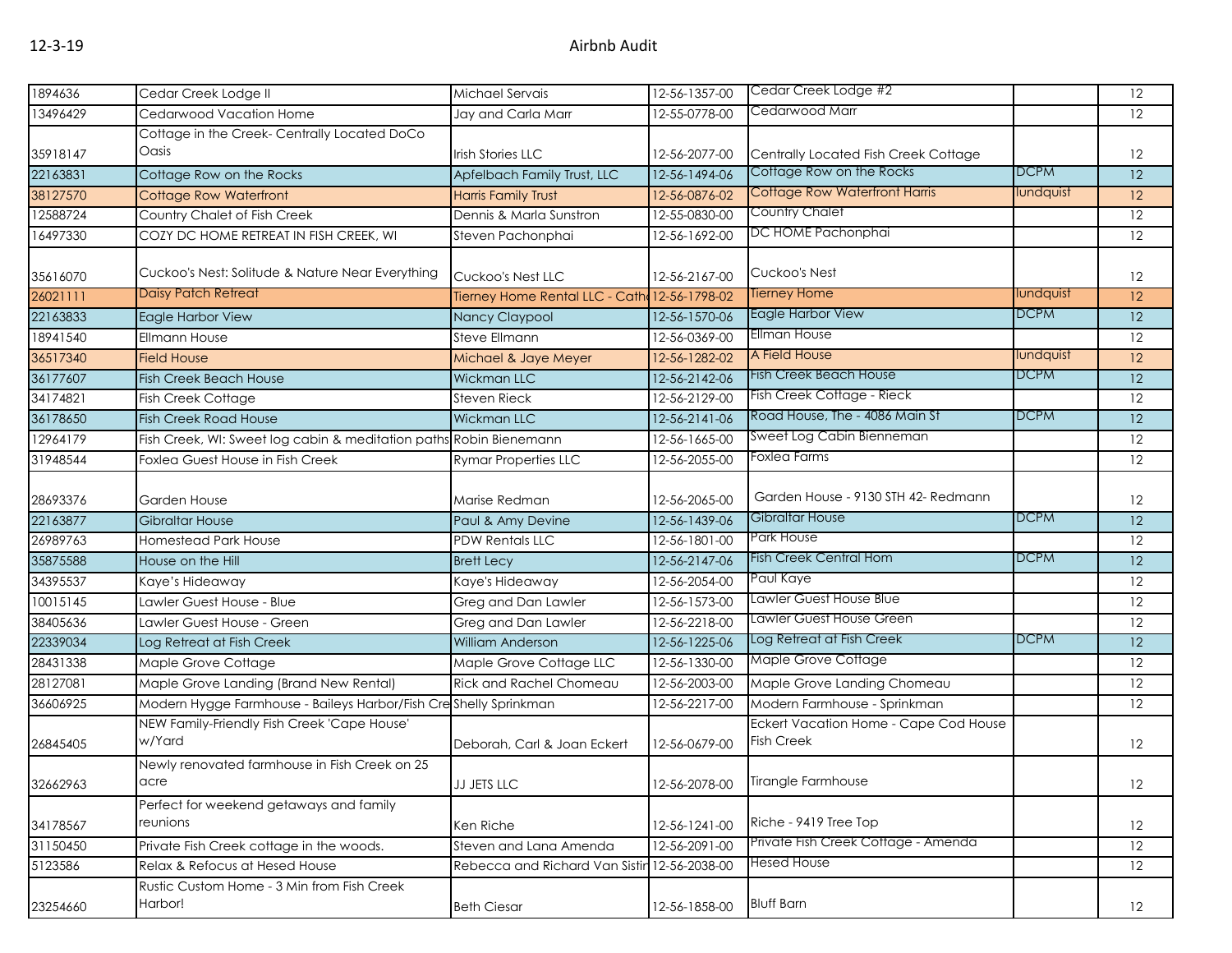| | | | | | | |
|---|---|---|---|---|---|---|
| 1894636 | Cedar Creek Lodge II | Michael Servais | 12-56-1357-00 | Cedar Creek Lodge #2 | | 12 |
| 13496429 | Cedarwood Vacation Home | Jay and Carla Marr | 12-55-0778-00 | Cedarwood Marr | | 12 |
| 35918147 | Cottage in the Creek- Centrally Located DoCo Oasis | Irish Stories LLC | 12-56-2077-00 | Centrally Located Fish Creek Cottage | | 12 |
| 22163831 | Cottage Row on the Rocks | Apfelbach Family Trust, LLC | 12-56-1494-06 | Cottage Row on the Rocks | DCPM | 12 |
| 38127570 | Cottage Row Waterfront | Harris Family Trust | 12-56-0876-02 | Cottage Row Waterfront Harris | lundquist | 12 |
| 12588724 | Country Chalet of Fish Creek | Dennis & Marla Sunstron | 12-55-0830-00 | Country Chalet | | 12 |
| 16497330 | COZY DC HOME RETREAT IN FISH CREEK, WI | Steven Pachonphai | 12-56-1692-00 | DC HOME Pachonphai | | 12 |
| 35616070 | Cuckoo's Nest: Solitude & Nature Near Everything | Cuckoo's Nest LLC | 12-56-2167-00 | Cuckoo's Nest | | 12 |
| 26021111 | Daisy Patch Retreat | Tierney Home Rental LLC - Cath | 12-56-1798-02 | Tierney Home | lundquist | 12 |
| 22163833 | Eagle Harbor View | Nancy Claypool | 12-56-1570-06 | Eagle Harbor View | DCPM | 12 |
| 18941540 | Ellmann House | Steve Ellmann | 12-56-0369-00 | Ellman House | | 12 |
| 36517340 | Field House | Michael & Jaye Meyer | 12-56-1282-02 | A Field House | lundquist | 12 |
| 36177607 | Fish Creek Beach House | Wickman LLC | 12-56-2142-06 | Fish Creek Beach House | DCPM | 12 |
| 34174821 | Fish Creek Cottage | Steven Rieck | 12-56-2129-00 | Fish Creek Cottage - Rieck | | 12 |
| 36178650 | Fish Creek Road House | Wickman LLC | 12-56-2141-06 | Road House, The - 4086 Main St | DCPM | 12 |
| 12964179 | Fish Creek, WI: Sweet log cabin & meditation paths | Robin Bienemann | 12-56-1665-00 | Sweet Log Cabin Bienneman | | 12 |
| 31948544 | Foxlea Guest House in Fish Creek | Rymar Properties LLC | 12-56-2055-00 | Foxlea Farms | | 12 |
| 28693376 | Garden House | Marise Redman | 12-56-2065-00 | Garden House - 9130 STH 42- Redmann | | 12 |
| 22163877 | Gibraltar House | Paul & Amy Devine | 12-56-1439-06 | Gibraltar House | DCPM | 12 |
| 26989763 | Homestead Park House | PDW Rentals LLC | 12-56-1801-00 | Park House | | 12 |
| 35875588 | House on the Hill | Brett Lecy | 12-56-2147-06 | Fish Creek Central Hom | DCPM | 12 |
| 34395537 | Kaye's Hideaway | Kaye's Hideaway | 12-56-2054-00 | Paul Kaye | | 12 |
| 10015145 | Lawler Guest House - Blue | Greg and Dan Lawler | 12-56-1573-00 | Lawler Guest House Blue | | 12 |
| 38405636 | Lawler Guest House - Green | Greg and Dan Lawler | 12-56-2218-00 | Lawler Guest House Green | | 12 |
| 22339034 | Log Retreat at Fish Creek | William Anderson | 12-56-1225-06 | Log Retreat at Fish Creek | DCPM | 12 |
| 28431338 | Maple Grove Cottage | Maple Grove Cottage LLC | 12-56-1330-00 | Maple Grove Cottage | | 12 |
| 28127081 | Maple Grove Landing (Brand New Rental) | Rick and Rachel Chomeau | 12-56-2003-00 | Maple Grove Landing Chomeau | | 12 |
| 36606925 | Modern Hygge Farmhouse - Baileys Harbor/Fish Cre | Shelly Sprinkman | 12-56-2217-00 | Modern Farmhouse - Sprinkman | | 12 |
| 26845405 | NEW Family-Friendly Fish Creek 'Cape House' w/Yard | Deborah, Carl & Joan Eckert | 12-56-0679-00 | Eckert Vacation Home - Cape Cod House Fish Creek | | 12 |
| 32662963 | Newly renovated farmhouse in Fish Creek on 25 acre | JJ JETS LLC | 12-56-2078-00 | Tirangle Farmhouse | | 12 |
| 34178567 | Perfect for weekend getaways and family reunions | Ken Riche | 12-56-1241-00 | Riche - 9419 Tree Top | | 12 |
| 31150450 | Private Fish Creek cottage in the woods. | Steven and Lana Amenda | 12-56-2091-00 | Private Fish Creek Cottage - Amenda | | 12 |
| 5123586 | Relax & Refocus at Hesed House | Rebecca and Richard Van Sistir | 12-56-2038-00 | Hesed House | | 12 |
| 23254660 | Rustic Custom Home - 3 Min from Fish Creek Harbor! | Beth Ciesar | 12-56-1858-00 | Bluff Barn | | 12 |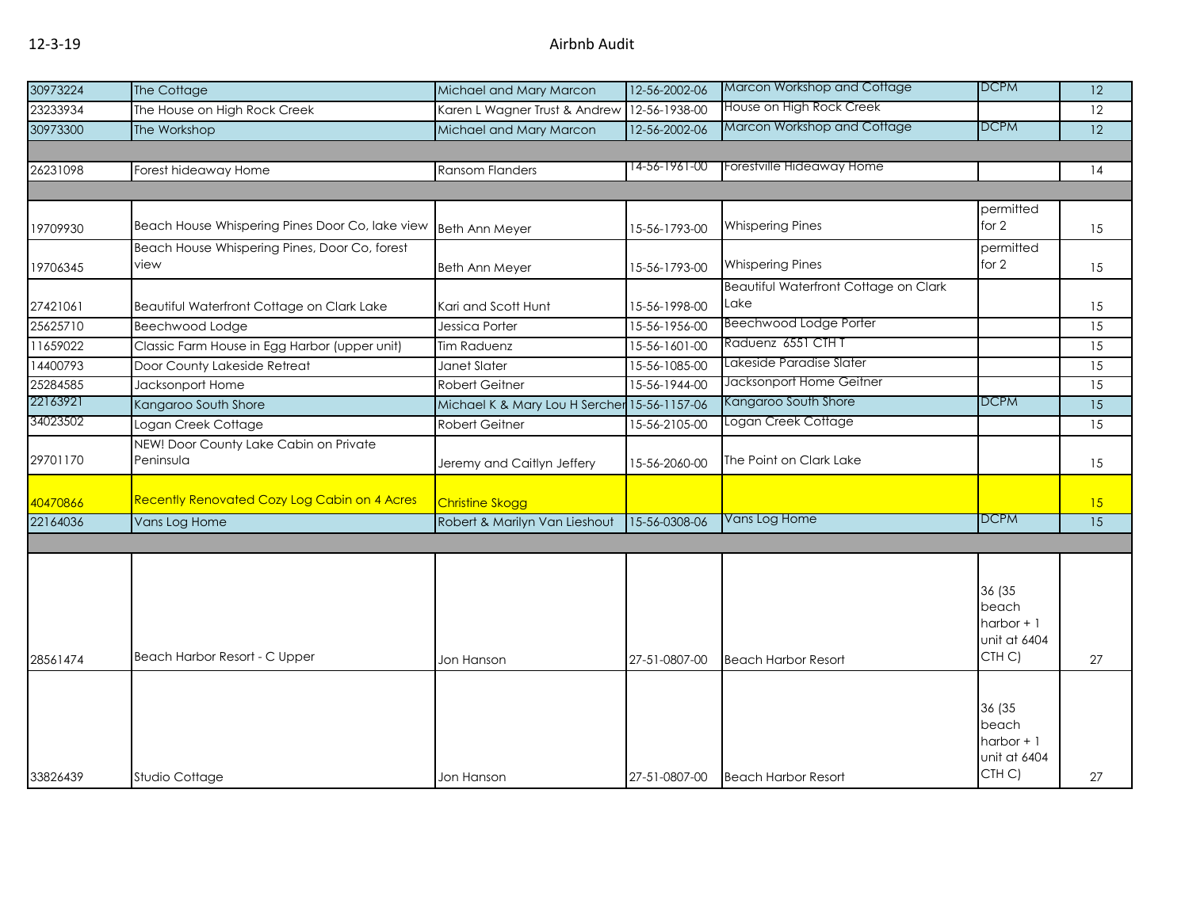# Airbnb Audit

12-3-19

| | | | | | | |
|---|---|---|---|---|---|---|
| 30973224 | The Cottage | Michael and Mary Marcon | 12-56-2002-06 | Marcon Workshop and Cottage | DCPM | 12 |
| 23233934 | The House on High Rock Creek | Karen L Wagner Trust & Andrew | 12-56-1938-00 | House on High Rock Creek | | 12 |
| 30973300 | The Workshop | Michael and Mary Marcon | 12-56-2002-06 | Marcon Workshop and Cottage | DCPM | 12 |
| | | | | | | |
| 26231098 | Forest hideaway Home | Ransom Flanders | 14-56-1961-00 | Forestville Hideaway Home | | 14 |
| | | | | | | |
| 19709930 | Beach House Whispering Pines Door Co, lake view | Beth Ann Meyer | 15-56-1793-00 | Whispering Pines | permitted for 2 | 15 |
| 19706345 | Beach House Whispering Pines, Door Co, forest view | Beth Ann Meyer | 15-56-1793-00 | Whispering Pines | permitted for 2 | 15 |
| 27421061 | Beautiful Waterfront Cottage on Clark Lake | Kari and Scott Hunt | 15-56-1998-00 | Beautiful Waterfront Cottage on Clark Lake | | 15 |
| 25625710 | Beechwood Lodge | Jessica Porter | 15-56-1956-00 | Beechwood Lodge Porter | | 15 |
| 11659022 | Classic Farm House in Egg Harbor (upper unit) | Tim Raduenz | 15-56-1601-00 | Raduenz 6551 CTH T | | 15 |
| 14400793 | Door County Lakeside Retreat | Janet Slater | 15-56-1085-00 | Lakeside Paradise Slater | | 15 |
| 25284585 | Jacksonport Home | Robert Geitner | 15-56-1944-00 | Jacksonport Home Geitner | | 15 |
| 22163921 | Kangaroo South Shore | Michael K & Mary Lou H Sercher | 15-56-1157-06 | Kangaroo South Shore | DCPM | 15 |
| 34023502 | Logan Creek Cottage | Robert Geitner | 15-56-2105-00 | Logan Creek Cottage | | 15 |
| 29701170 | NEW! Door County Lake Cabin on Private Peninsula | Jeremy and Caitlyn Jeffery | 15-56-2060-00 | The Point on Clark Lake | | 15 |
| 40470866 | Recently Renovated Cozy Log Cabin on 4 Acres | Christine Skogg | | | | 15 |
| 22164036 | Vans Log Home | Robert & Marilyn Van Lieshout | 15-56-0308-06 | Vans Log Home | DCPM | 15 |
| | | | | | | |
| 28561474 | Beach Harbor Resort - C Upper | Jon Hanson | 27-51-0807-00 | Beach Harbor Resort | 36 (35 beach harbor + 1 unit at 6404 CTH C) | 27 |
| 33826439 | Studio Cottage | Jon Hanson | 27-51-0807-00 | Beach Harbor Resort | 36 (35 beach harbor + 1 unit at 6404 CTH C) | 27 |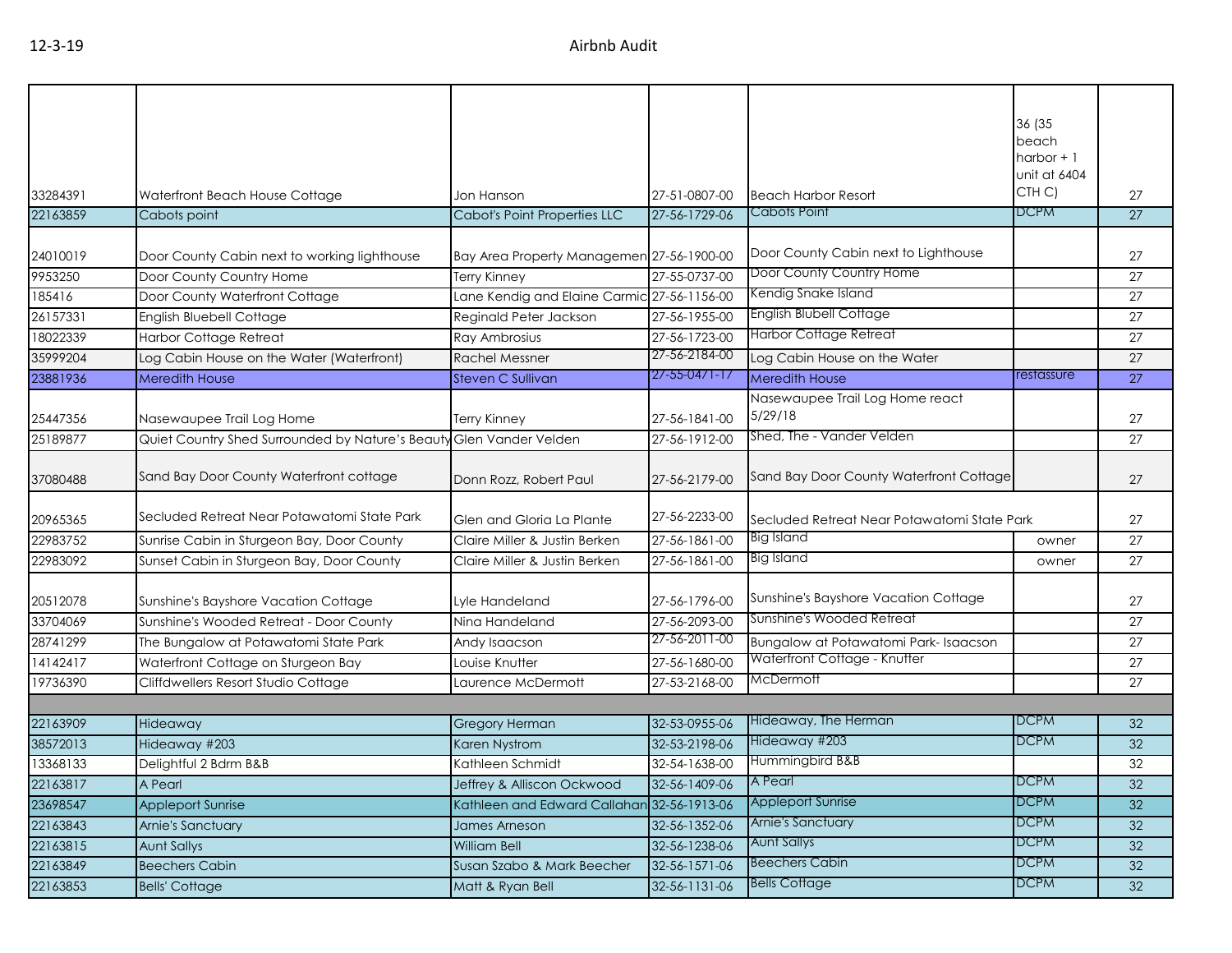| | | | | | | |
|---|---|---|---|---|---|---|
| 33284391 | Waterfront Beach House Cottage | Jon Hanson | 27-51-0807-00 | Beach Harbor Resort | 36 (35 beach harbor + 1 unit at 6404 CTH C) | 27 |
| 22163859 | Cabots point | Cabot's Point Properties LLC | 27-56-1729-06 | Cabots Point | DCPM | 27 |
| 24010019 | Door County Cabin next to working lighthouse | Bay Area Property Managemen | 27-56-1900-00 | Door County Cabin next to Lighthouse | | 27 |
| 9953250 | Door County Country Home | Terry Kinney | 27-55-0737-00 | Door County Country Home | | 27 |
| 185416 | Door County Waterfront Cottage | Lane Kendig and Elaine Carmic | 27-56-1156-00 | Kendig Snake Island | | 27 |
| 26157331 | English Bluebell Cottage | Reginald Peter Jackson | 27-56-1955-00 | English Blubell Cottage | | 27 |
| 18022339 | Harbor Cottage Retreat | Ray Ambrosius | 27-56-1723-00 | Harbor Cottage Retreat | | 27 |
| 35999204 | Log Cabin House on the Water (Waterfront) | Rachel Messner | 27-56-2184-00 | Log Cabin House on the Water | | 27 |
| 23881936 | Meredith House | Steven C Sullivan | 27-55-0471-17 | Meredith House | restassure | 27 |
| 25447356 | Nasewaupee Trail Log Home | Terry Kinney | 27-56-1841-00 | Nasewaupee Trail Log Home react 5/29/18 | | 27 |
| 25189877 | Quiet Country Shed Surrounded by Nature's Beauty | Glen Vander Velden | 27-56-1912-00 | Shed, The - Vander Velden | | 27 |
| 37080488 | Sand Bay Door County Waterfront cottage | Donn Rozz, Robert Paul | 27-56-2179-00 | Sand Bay Door County Waterfront Cottage | | 27 |
| 20965365 | Secluded Retreat Near Potawatomi State Park | Glen and Gloria La Plante | 27-56-2233-00 | Secluded Retreat Near Potawatomi State Park | | 27 |
| 22983752 | Sunrise Cabin in Sturgeon Bay, Door County | Claire Miller & Justin Berken | 27-56-1861-00 | Big Island | owner | 27 |
| 22983092 | Sunset Cabin in Sturgeon Bay, Door County | Claire Miller & Justin Berken | 27-56-1861-00 | Big Island | owner | 27 |
| 20512078 | Sunshine's Bayshore Vacation Cottage | Lyle Handeland | 27-56-1796-00 | Sunshine's Bayshore Vacation Cottage | | 27 |
| 33704069 | Sunshine's Wooded Retreat - Door County | Nina Handeland | 27-56-2093-00 | Sunshine's Wooded Retreat | | 27 |
| 28741299 | The Bungalow at Potawatomi State Park | Andy Isaacson | 27-56-2011-00 | Bungalow at Potawatomi Park- Isaacson | | 27 |
| 14142417 | Waterfront Cottage on Sturgeon Bay | Louise Knutter | 27-56-1680-00 | Waterfront Cottage - Knutter | | 27 |
| 19736390 | Cliffdwellers Resort Studio Cottage | Laurence McDermott | 27-53-2168-00 | McDermott | | 27 |
| | | | | | | |
| 22163909 | Hideaway | Gregory Herman | 32-53-0955-06 | Hideaway, The Herman | DCPM | 32 |
| 38572013 | Hideaway #203 | Karen Nystrom | 32-53-2198-06 | Hideaway #203 | DCPM | 32 |
| 13368133 | Delightful 2 Bdrm B&B | Kathleen Schmidt | 32-54-1638-00 | Hummingbird B&B | | 32 |
| 22163817 | A Pearl | Jeffrey & Alliscon Ockwood | 32-56-1409-06 | A Pearl | DCPM | 32 |
| 23698547 | Appleport Sunrise | Kathleen and Edward Callahan | 32-56-1913-06 | Appleport Sunrise | DCPM | 32 |
| 22163843 | Arnie's Sanctuary | James Arneson | 32-56-1352-06 | Arnie's Sanctuary | DCPM | 32 |
| 22163815 | Aunt Sallys | William Bell | 32-56-1238-06 | Aunt Sallys | DCPM | 32 |
| 22163849 | Beechers Cabin | Susan Szabo & Mark Beecher | 32-56-1571-06 | Beechers Cabin | DCPM | 32 |
| 22163853 | Bells' Cottage | Matt & Ryan Bell | 32-56-1131-06 | Bells Cottage | DCPM | 32 |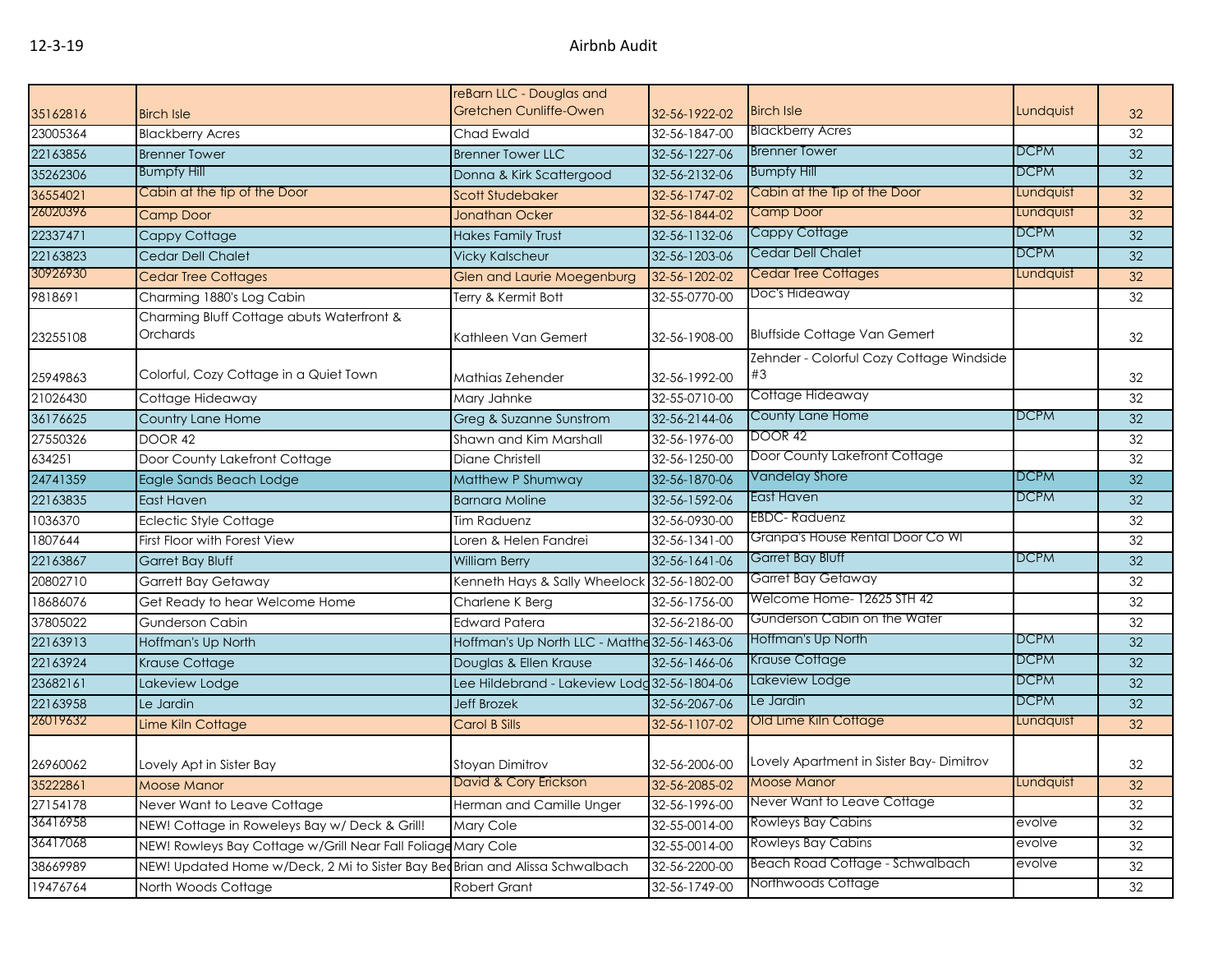| | | | | | | |
|---|---|---|---|---|---|---|
| 35162816 | Birch Isle | reBarn LLC - Douglas and Gretchen Cunliffe-Owen | 32-56-1922-02 | Birch Isle | Lundquist | 32 |
| 23005364 | Blackberry Acres | Chad Ewald | 32-56-1847-00 | Blackberry Acres | | 32 |
| 22163856 | Brenner Tower | Brenner Tower LLC | 32-56-1227-06 | Brenner Tower | DCPM | 32 |
| 35262306 | Bumpfy Hill | Donna & Kirk Scattergood | 32-56-2132-06 | Bumpfy Hill | DCPM | 32 |
| 36554021 | Cabin at the tip of the Door | Scott Studebaker | 32-56-1747-02 | Cabin at the Tip of the Door | Lundquist | 32 |
| 26020396 | Camp Door | Jonathan Ocker | 32-56-1844-02 | Camp Door | Lundquist | 32 |
| 22337471 | Cappy Cottage | Hakes Family Trust | 32-56-1132-06 | Cappy Cottage | DCPM | 32 |
| 22163823 | Cedar Dell Chalet | Vicky Kalscheur | 32-56-1203-06 | Cedar Dell Chalet | DCPM | 32 |
| 30926930 | Cedar Tree Cottages | Glen and Laurie Moegenburg | 32-56-1202-02 | Cedar Tree Cottages | Lundquist | 32 |
| 9818691 | Charming 1880's Log Cabin | Terry & Kermit Bott | 32-55-0770-00 | Doc's Hideaway | | 32 |
| 23255108 | Charming Bluff Cottage abuts Waterfront & Orchards | Kathleen Van Gemert | 32-56-1908-00 | Bluffside Cottage Van Gemert | | 32 |
| 25949863 | Colorful, Cozy Cottage in a Quiet Town | Mathias Zehender | 32-56-1992-00 | Zehnder - Colorful Cozy Cottage Windside #3 | | 32 |
| 21026430 | Cottage Hideaway | Mary Jahnke | 32-55-0710-00 | Cottage Hideaway | | 32 |
| 36176625 | Country Lane Home | Greg & Suzanne Sunstrom | 32-56-2144-06 | County Lane Home | DCPM | 32 |
| 27550326 | DOOR 42 | Shawn and Kim Marshall | 32-56-1976-00 | DOOR 42 | | 32 |
| 634251 | Door County Lakefront Cottage | Diane Christell | 32-56-1250-00 | Door County Lakefront Cottage | | 32 |
| 24741359 | Eagle Sands Beach Lodge | Matthew P Shumway | 32-56-1870-06 | Vandelay Shore | DCPM | 32 |
| 22163835 | East Haven | Barnara Moline | 32-56-1592-06 | East Haven | DCPM | 32 |
| 1036370 | Eclectic Style Cottage | Tim Raduenz | 32-56-0930-00 | EBDC- Raduenz | | 32 |
| 1807644 | First Floor with Forest View | Loren & Helen Fandrei | 32-56-1341-00 | Granpa's House Rental Door Co WI | | 32 |
| 22163867 | Garret Bay Bluff | William Berry | 32-56-1641-06 | Garret Bay Bluff | DCPM | 32 |
| 20802710 | Garrett Bay Getaway | Kenneth Hays & Sally Wheelock | 32-56-1802-00 | Garret Bay Getaway | | 32 |
| 18686076 | Get Ready to hear Welcome Home | Charlene K Berg | 32-56-1756-00 | Welcome Home- 12625 STH 42 | | 32 |
| 37805022 | Gunderson Cabin | Edward Patera | 32-56-2186-00 | Gunderson Cabin on the Water | | 32 |
| 22163913 | Hoffman's Up North | Hoffman's Up North LLC - Matthe | 32-56-1463-06 | Hoffman's Up North | DCPM | 32 |
| 22163924 | Krause Cottage | Douglas & Ellen Krause | 32-56-1466-06 | Krause Cottage | DCPM | 32 |
| 23682161 | Lakeview Lodge | Lee Hildebrand - Lakeview Lodg | 32-56-1804-06 | Lakeview Lodge | DCPM | 32 |
| 22163958 | Le Jardin | Jeff Brozek | 32-56-2067-06 | Le Jardin | DCPM | 32 |
| 26019632 | Lime Kiln Cottage | Carol B Sills | 32-56-1107-02 | Old Lime Kiln Cottage | Lundquist | 32 |
| 26960062 | Lovely Apt in Sister Bay | Stoyan Dimitrov | 32-56-2006-00 | Lovely Apartment in Sister Bay- Dimitrov | | 32 |
| 35222861 | Moose Manor | David & Cory Erickson | 32-56-2085-02 | Moose Manor | Lundquist | 32 |
| 27154178 | Never Want to Leave Cottage | Herman and Camille Unger | 32-56-1996-00 | Never Want to Leave Cottage | | 32 |
| 36416958 | NEW! Cottage in Roweleys Bay w/ Deck & Grill! | Mary Cole | 32-55-0014-00 | Rowleys Bay Cabins | evolve | 32 |
| 36417068 | NEW! Rowleys Bay Cottage w/Grill Near Fall Foliage | Mary Cole | 32-55-0014-00 | Rowleys Bay Cabins | evolve | 32 |
| 38669989 | NEW! Updated Home w/Deck, 2 Mi to Sister Bay Bea | Brian and Alissa Schwalbach | 32-56-2200-00 | Beach Road Cottage - Schwalbach | evolve | 32 |
| 19476764 | North Woods Cottage | Robert Grant | 32-56-1749-00 | Northwoods Cottage | | 32 |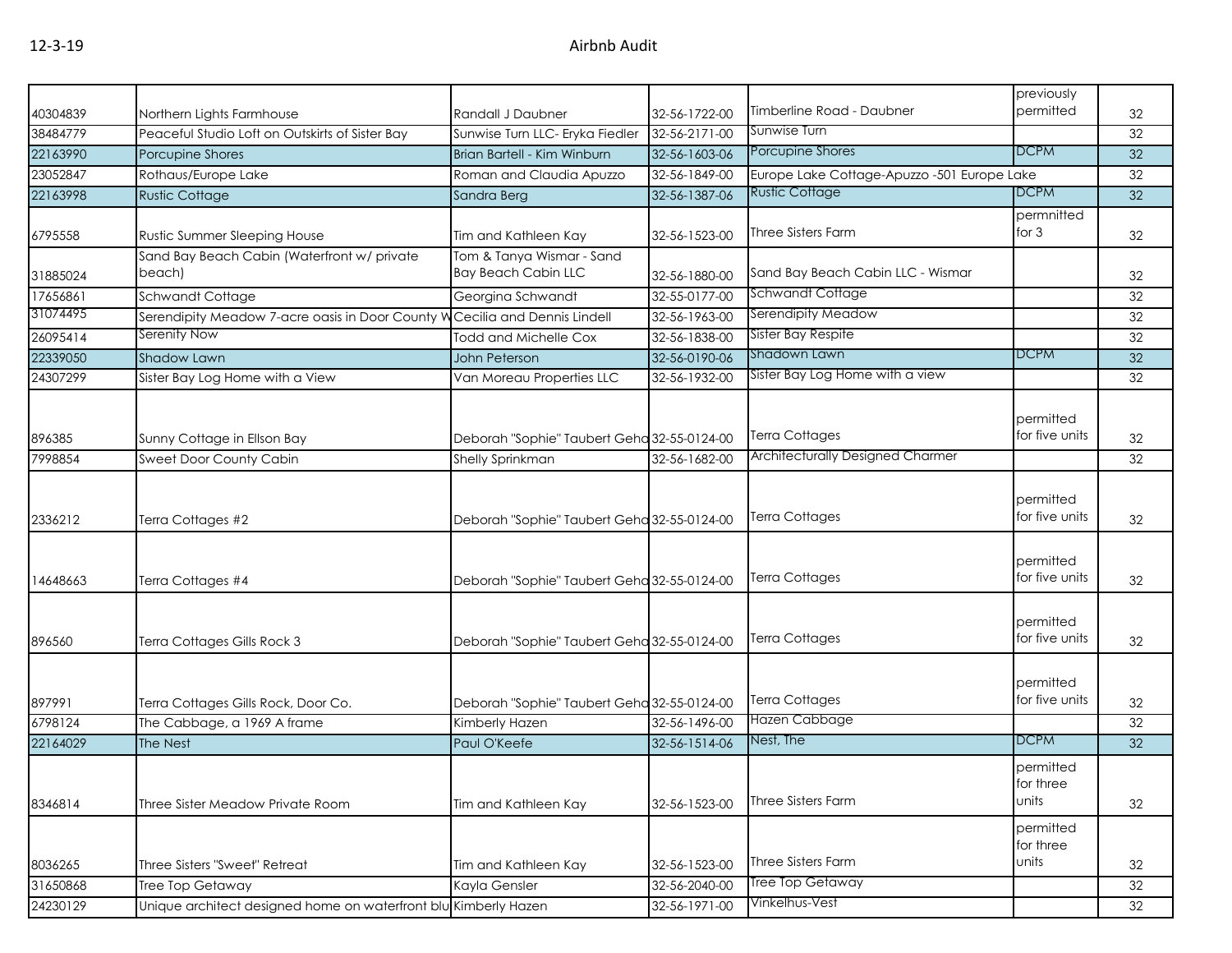| | | | | | | |
|---|---|---|---|---|---|---|
| 40304839 | Northern Lights Farmhouse | Randall J Daubner | 32-56-1722-00 | Timberline Road - Daubner | previously permitted | 32 |
| 38484779 | Peaceful Studio Loft on Outskirts of Sister Bay | Sunwise Turn LLC- Eryka Fiedler | 32-56-2171-00 | Sunwise Turn | | 32 |
| 22163990 | Porcupine Shores | Brian Bartell - Kim Winburn | 32-56-1603-06 | Porcupine Shores | DCPM | 32 |
| 23052847 | Rothaus/Europe Lake | Roman and Claudia Apuzzo | 32-56-1849-00 | Europe Lake Cottage-Apuzzo -501 Europe Lake | | 32 |
| 22163998 | Rustic Cottage | Sandra Berg | 32-56-1387-06 | Rustic Cottage | DCPM | 32 |
| 6795558 | Rustic Summer Sleeping House | Tim and Kathleen Kay | 32-56-1523-00 | Three Sisters Farm | permnitted for 3 | 32 |
| 31885024 | Sand Bay Beach Cabin (Waterfront w/ private beach) | Tom & Tanya Wismar - Sand Bay Beach Cabin LLC | 32-56-1880-00 | Sand Bay Beach Cabin LLC - Wismar | | 32 |
| 17656861 | Schwandt Cottage | Georgina Schwandt | 32-55-0177-00 | Schwandt Cottage | | 32 |
| 31074495 | Serendipity Meadow 7-acre oasis in Door County W | Cecilia and Dennis Lindell | 32-56-1963-00 | Serendipity Meadow | | 32 |
| 26095414 | Serenity Now | Todd and Michelle Cox | 32-56-1838-00 | Sister Bay Respite | | 32 |
| 22339050 | Shadow Lawn | John Peterson | 32-56-0190-06 | Shadown Lawn | DCPM | 32 |
| 24307299 | Sister Bay Log Home with a View | Van Moreau Properties LLC | 32-56-1932-00 | Sister Bay Log Home with a view | | 32 |
| 896385 | Sunny Cottage in Ellson Bay | Deborah "Sophie" Taubert Geha | 32-55-0124-00 | Terra Cottages | permitted for five units | 32 |
| 7998854 | Sweet Door County Cabin | Shelly Sprinkman | 32-56-1682-00 | Architecturally Designed Charmer | | 32 |
| 2336212 | Terra Cottages #2 | Deborah "Sophie" Taubert Geha | 32-55-0124-00 | Terra Cottages | permitted for five units | 32 |
| 14648663 | Terra Cottages #4 | Deborah "Sophie" Taubert Geha | 32-55-0124-00 | Terra Cottages | permitted for five units | 32 |
| 896560 | Terra Cottages Gills Rock 3 | Deborah "Sophie" Taubert Geha | 32-55-0124-00 | Terra Cottages | permitted for five units | 32 |
| 897991 | Terra Cottages Gills Rock, Door Co. | Deborah "Sophie" Taubert Geha | 32-55-0124-00 | Terra Cottages | permitted for five units | 32 |
| 6798124 | The Cabbage, a 1969 A frame | Kimberly Hazen | 32-56-1496-00 | Hazen Cabbage | | 32 |
| 22164029 | The Nest | Paul O'Keefe | 32-56-1514-06 | Nest, The | DCPM | 32 |
| 8346814 | Three Sister Meadow Private Room | Tim and Kathleen Kay | 32-56-1523-00 | Three Sisters Farm | permitted for three units | 32 |
| 8036265 | Three Sisters "Sweet" Retreat | Tim and Kathleen Kay | 32-56-1523-00 | Three Sisters Farm | permitted for three units | 32 |
| 31650868 | Tree Top Getaway | Kayla Gensler | 32-56-2040-00 | Tree Top Getaway | | 32 |
| 24230129 | Unique architect designed home on waterfront blu | Kimberly Hazen | 32-56-1971-00 | Vinkelhus-Vest | | 32 |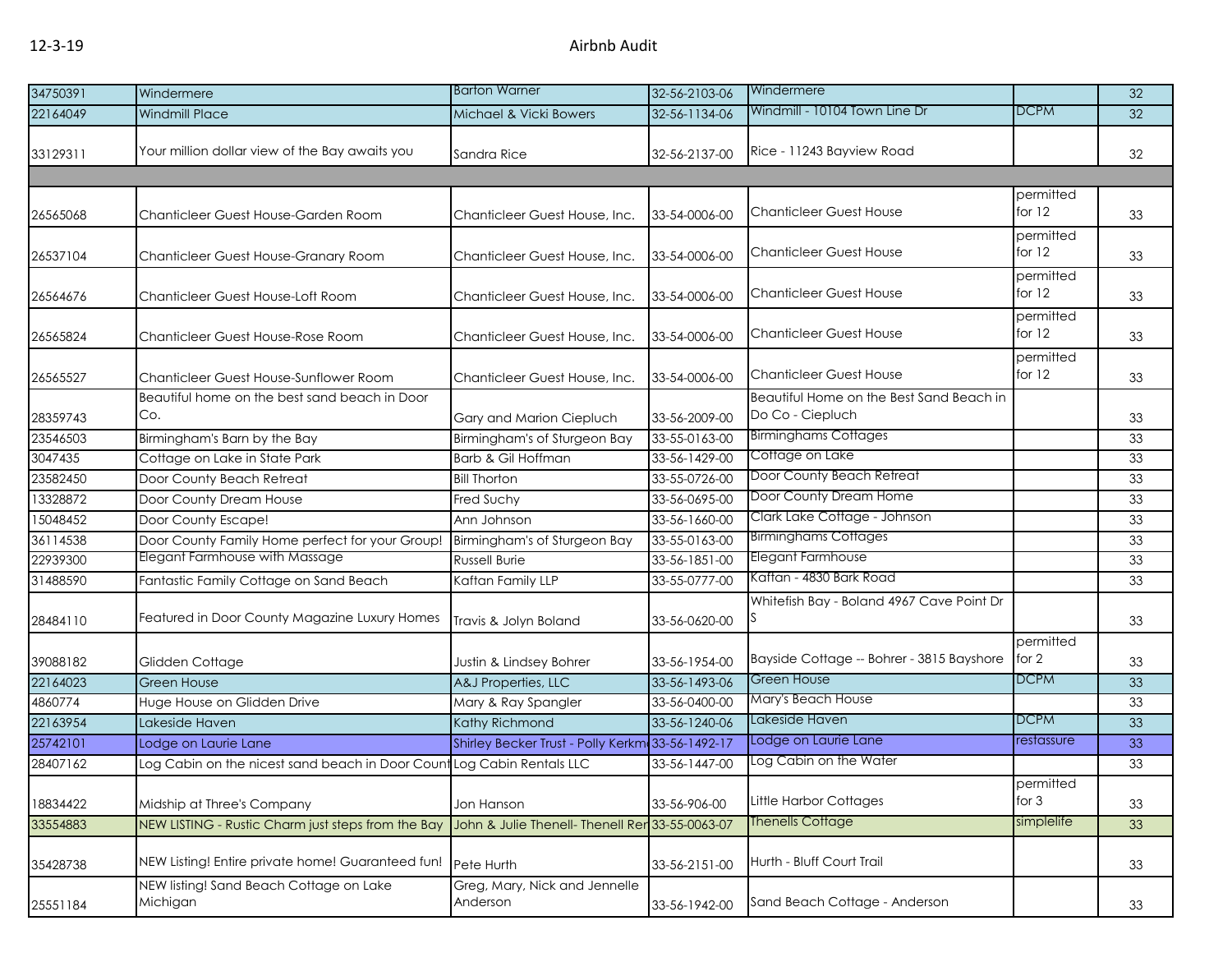| | | | | | | |
|---|---|---|---|---|---|---|
| 34750391 | Windermere | Barton Warner | 32-56-2103-06 | Windermere | | 32 |
| 22164049 | Windmill Place | Michael & Vicki Bowers | 32-56-1134-06 | Windmill - 10104 Town Line Dr | DCPM | 32 |
| 33129311 | Your million dollar view of the Bay awaits you | Sandra Rice | 32-56-2137-00 | Rice - 11243 Bayview Road | | 32 |
| | | | | | | |
| 26565068 | Chanticleer Guest House-Garden Room | Chanticleer Guest House, Inc. | 33-54-0006-00 | Chanticleer Guest House | permitted for 12 | 33 |
| 26537104 | Chanticleer Guest House-Granary Room | Chanticleer Guest House, Inc. | 33-54-0006-00 | Chanticleer Guest House | permitted for 12 | 33 |
| 26564676 | Chanticleer Guest House-Loft Room | Chanticleer Guest House, Inc. | 33-54-0006-00 | Chanticleer Guest House | permitted for 12 | 33 |
| 26565824 | Chanticleer Guest House-Rose Room | Chanticleer Guest House, Inc. | 33-54-0006-00 | Chanticleer Guest House | permitted for 12 | 33 |
| 26565527 | Chanticleer Guest House-Sunflower Room | Chanticleer Guest House, Inc. | 33-54-0006-00 | Chanticleer Guest House | permitted for 12 | 33 |
| 28359743 | Beautiful home on the best sand beach in Door Co. | Gary and Marion Ciepluch | 33-56-2009-00 | Beautiful Home on the Best Sand Beach in Do Co - Ciepluch | | 33 |
| 23546503 | Birmingham's Barn by the Bay | Birmingham's of Sturgeon Bay | 33-55-0163-00 | Birminghams Cottages | | 33 |
| 3047435 | Cottage on Lake in State Park | Barb & Gil Hoffman | 33-56-1429-00 | Cottage on Lake | | 33 |
| 23582450 | Door County Beach Retreat | Bill Thorton | 33-55-0726-00 | Door County Beach Retreat | | 33 |
| 13328872 | Door County Dream House | Fred Suchy | 33-56-0695-00 | Door County Dream Home | | 33 |
| 15048452 | Door County Escape! | Ann Johnson | 33-56-1660-00 | Clark Lake Cottage - Johnson | | 33 |
| 36114538 | Door County Family Home perfect for your Group! | Birmingham's of Sturgeon Bay | 33-55-0163-00 | Birminghams Cottages | | 33 |
| 22939300 | Elegant Farmhouse with Massage | Russell Burie | 33-56-1851-00 | Elegant Farmhouse | | 33 |
| 31488590 | Fantastic Family Cottage on Sand Beach | Kaftan Family LLP | 33-55-0777-00 | Kaftan - 4830 Bark Road | | 33 |
| 28484110 | Featured in Door County Magazine Luxury Homes | Travis & Jolyn Boland | 33-56-0620-00 | Whitefish Bay - Boland 4967 Cave Point Dr S | | 33 |
| 39088182 | Glidden Cottage | Justin & Lindsey Bohrer | 33-56-1954-00 | Bayside Cottage -- Bohrer - 3815 Bayshore | permitted for 2 | 33 |
| 22164023 | Green House | A&J Properties, LLC | 33-56-1493-06 | Green House | DCPM | 33 |
| 4860774 | Huge House on Glidden Drive | Mary & Ray Spangler | 33-56-0400-00 | Mary's Beach House | | 33 |
| 22163954 | Lakeside Haven | Kathy Richmond | 33-56-1240-06 | Lakeside Haven | DCPM | 33 |
| 25742101 | Lodge on Laurie Lane | Shirley Becker Trust - Polly Kerkm | 33-56-1492-17 | Lodge on Laurie Lane | restassure | 33 |
| 28407162 | Log Cabin on the nicest sand beach in Door Count | Log Cabin Rentals LLC | 33-56-1447-00 | Log Cabin on the Water | | 33 |
| 18834422 | Midship at Three's Company | Jon Hanson | 33-56-906-00 | Little Harbor Cottages | permitted for 3 | 33 |
| 33554883 | NEW LISTING - Rustic Charm just steps from the Bay | John & Julie Thenell- Thenell Ren | 33-55-0063-07 | Thenells Cottage | simplelife | 33 |
| 35428738 | NEW Listing! Entire private home! Guaranteed fun! | Pete Hurth | 33-56-2151-00 | Hurth - Bluff Court Trail | | 33 |
| 25551184 | NEW listing! Sand Beach Cottage on Lake Michigan | Greg, Mary, Nick and Jennelle Anderson | 33-56-1942-00 | Sand Beach Cottage - Anderson | | 33 |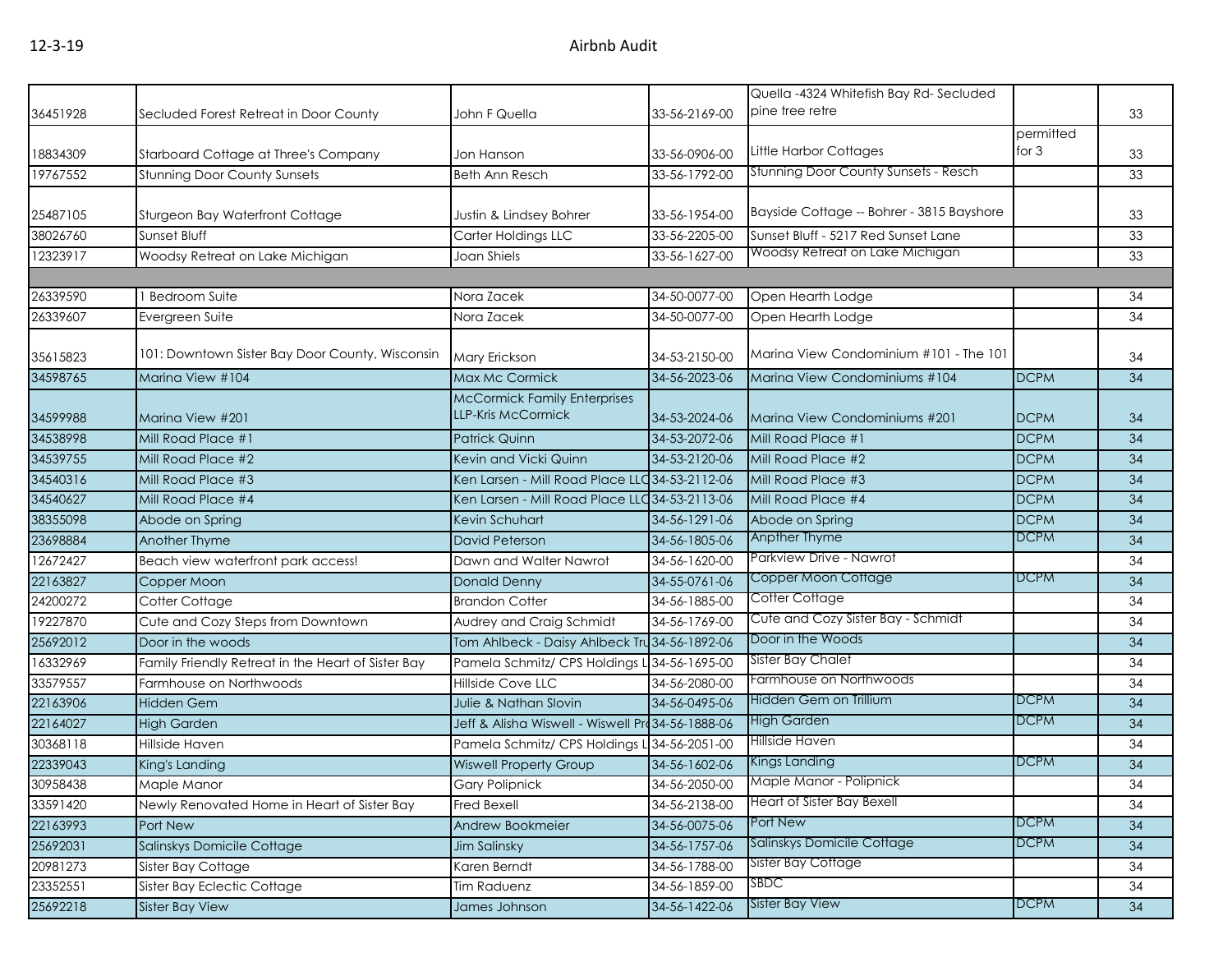| | | | | | | |
|---|---|---|---|---|---|---|
| 36451928 | Secluded Forest Retreat in Door County | John F Quella | 33-56-2169-00 | Quella -4324 Whitefish Bay Rd- Secluded pine tree retre | | 33 |
| 18834309 | Starboard Cottage at Three's Company | Jon Hanson | 33-56-0906-00 | Little Harbor Cottages | permitted for 3 | 33 |
| 19767552 | Stunning Door County Sunsets | Beth Ann Resch | 33-56-1792-00 | Stunning Door County Sunsets - Resch | | 33 |
| 25487105 | Sturgeon Bay Waterfront Cottage | Justin & Lindsey Bohrer | 33-56-1954-00 | Bayside Cottage -- Bohrer - 3815 Bayshore | | 33 |
| 38026760 | Sunset Bluff | Carter Holdings LLC | 33-56-2205-00 | Sunset Bluff - 5217 Red Sunset Lane | | 33 |
| 12323917 | Woodsy Retreat on Lake Michigan | Joan Shiels | 33-56-1627-00 | Woodsy Retreat on Lake Michigan | | 33 |
| | | | | | | |
| 26339590 | 1 Bedroom Suite | Nora Zacek | 34-50-0077-00 | Open Hearth Lodge | | 34 |
| 26339607 | Evergreen Suite | Nora Zacek | 34-50-0077-00 | Open Hearth Lodge | | 34 |
| 35615823 | 101: Downtown Sister Bay Door County, Wisconsin | Mary Erickson | 34-53-2150-00 | Marina View Condominium #101 - The 101 | | 34 |
| 34598765 | Marina View #104 | Max Mc Cormick | 34-56-2023-06 | Marina View Condominiums #104 | DCPM | 34 |
| 34599988 | Marina View #201 | McCormick Family Enterprises LLP-Kris McCormick | 34-53-2024-06 | Marina View Condominiums #201 | DCPM | 34 |
| 34538998 | Mill Road Place #1 | Patrick Quinn | 34-53-2072-06 | Mill Road Place #1 | DCPM | 34 |
| 34539755 | Mill Road Place #2 | Kevin and Vicki Quinn | 34-53-2120-06 | Mill Road Place #2 | DCPM | 34 |
| 34540316 | Mill Road Place #3 | Ken Larsen - Mill Road Place LLC | 34-53-2112-06 | Mill Road Place #3 | DCPM | 34 |
| 34540627 | Mill Road Place #4 | Ken Larsen - Mill Road Place LLC | 34-53-2113-06 | Mill Road Place #4 | DCPM | 34 |
| 38355098 | Abode on Spring | Kevin Schuhart | 34-56-1291-06 | Abode on Spring | DCPM | 34 |
| 23698884 | Another Thyme | David Peterson | 34-56-1805-06 | Anpther Thyme | DCPM | 34 |
| 12672427 | Beach view waterfront park access! | Dawn and Walter Nawrot | 34-56-1620-00 | Parkview Drive - Nawrot | | 34 |
| 22163827 | Copper Moon | Donald Denny | 34-55-0761-06 | Copper Moon Cottage | DCPM | 34 |
| 24200272 | Cotter Cottage | Brandon Cotter | 34-56-1885-00 | Cotter Cottage | | 34 |
| 19227870 | Cute and Cozy Steps from Downtown | Audrey and Craig Schmidt | 34-56-1769-00 | Cute and Cozy Sister Bay - Schmidt | | 34 |
| 25692012 | Door in the woods | Tom Ahlbeck - Daisy Ahlbeck Tru | 34-56-1892-06 | Door in the Woods | | 34 |
| 16332969 | Family Friendly Retreat in the Heart of Sister Bay | Pamela Schmitz/ CPS Holdings L | 34-56-1695-00 | Sister Bay Chalet | | 34 |
| 33579557 | Farmhouse on Northwoods | Hillside Cove LLC | 34-56-2080-00 | Farmhouse on Northwoods | | 34 |
| 22163906 | Hidden Gem | Julie & Nathan Slovin | 34-56-0495-06 | Hidden Gem on Trillium | DCPM | 34 |
| 22164027 | High Garden | Jeff & Alisha Wiswell - Wiswell Pro | 34-56-1888-06 | High Garden | DCPM | 34 |
| 30368118 | Hillside Haven | Pamela Schmitz/ CPS Holdings L | 34-56-2051-00 | Hillside Haven | | 34 |
| 22339043 | King's Landing | Wiswell Property Group | 34-56-1602-06 | Kings Landing | DCPM | 34 |
| 30958438 | Maple Manor | Gary Polipnick | 34-56-2050-00 | Maple Manor - Polipnick | | 34 |
| 33591420 | Newly Renovated Home in Heart of Sister Bay | Fred Bexell | 34-56-2138-00 | Heart of Sister Bay Bexell | | 34 |
| 22163993 | Port New | Andrew Bookmeier | 34-56-0075-06 | Port New | DCPM | 34 |
| 25692031 | Salinskys Domicile Cottage | Jim Salinsky | 34-56-1757-06 | Salinskys Domicile Cottage | DCPM | 34 |
| 20981273 | Sister Bay Cottage | Karen Berndt | 34-56-1788-00 | Sister Bay Cottage | | 34 |
| 23352551 | Sister Bay Eclectic Cottage | Tim Raduenz | 34-56-1859-00 | SBDC | | 34 |
| 25692218 | Sister Bay View | James Johnson | 34-56-1422-06 | Sister Bay View | DCPM | 34 |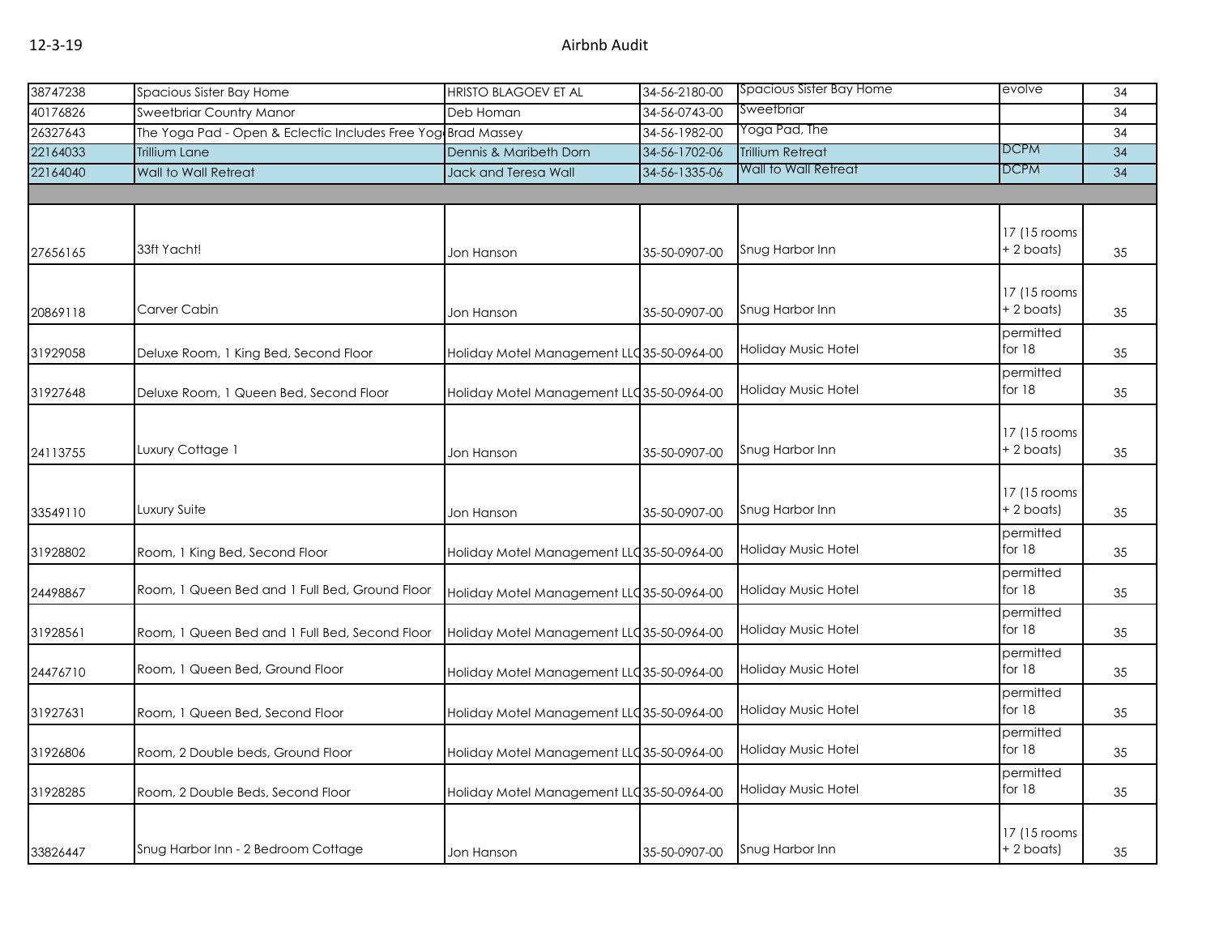| | | | | | | |
|---|---|---|---|---|---|---|
| 38747238 | Spacious Sister Bay Home | HRISTO BLAGOEV ET AL | 34-56-2180-00 | Spacious Sister Bay Home | evolve | 34 |
| 40176826 | Sweetbriar Country Manor | Deb Homan | 34-56-0743-00 | Sweetbriar | | 34 |
| 26327643 | The Yoga Pad - Open & Eclectic Includes Free Yog | Brad Massey | 34-56-1982-00 | Yoga Pad, The | | 34 |
| 22164033 | Trillium Lane | Dennis & Maribeth Dorn | 34-56-1702-06 | Trillium Retreat | DCPM | 34 |
| 22164040 | Wall to Wall Retreat | Jack and Teresa Wall | 34-56-1335-06 | Wall to Wall Retreat | DCPM | 34 |
| | | | | | | |
| 27656165 | 33ft Yacht! | Jon Hanson | 35-50-0907-00 | Snug Harbor Inn | 17 (15 rooms + 2 boats) | 35 |
| 20869118 | Carver Cabin | Jon Hanson | 35-50-0907-00 | Snug Harbor Inn | 17 (15 rooms + 2 boats) | 35 |
| 31929058 | Deluxe Room, 1 King Bed, Second Floor | Holiday Motel Management LLC | 35-50-0964-00 | Holiday Music Hotel | permitted for 18 | 35 |
| 31927648 | Deluxe Room, 1 Queen Bed, Second Floor | Holiday Motel Management LLC | 35-50-0964-00 | Holiday Music Hotel | permitted for 18 | 35 |
| 24113755 | Luxury Cottage 1 | Jon Hanson | 35-50-0907-00 | Snug Harbor Inn | 17 (15 rooms + 2 boats) | 35 |
| 33549110 | Luxury Suite | Jon Hanson | 35-50-0907-00 | Snug Harbor Inn | 17 (15 rooms + 2 boats) | 35 |
| 31928802 | Room, 1 King Bed, Second Floor | Holiday Motel Management LLC | 35-50-0964-00 | Holiday Music Hotel | permitted for 18 | 35 |
| 24498867 | Room, 1 Queen Bed and 1 Full Bed, Ground Floor | Holiday Motel Management LLC | 35-50-0964-00 | Holiday Music Hotel | permitted for 18 | 35 |
| 31928561 | Room, 1 Queen Bed and 1 Full Bed, Second Floor | Holiday Motel Management LLC | 35-50-0964-00 | Holiday Music Hotel | permitted for 18 | 35 |
| 24476710 | Room, 1 Queen Bed, Ground Floor | Holiday Motel Management LLC | 35-50-0964-00 | Holiday Music Hotel | permitted for 18 | 35 |
| 31927631 | Room, 1 Queen Bed, Second Floor | Holiday Motel Management LLC | 35-50-0964-00 | Holiday Music Hotel | permitted for 18 | 35 |
| 31926806 | Room, 2 Double beds, Ground Floor | Holiday Motel Management LLC | 35-50-0964-00 | Holiday Music Hotel | permitted for 18 | 35 |
| 31928285 | Room, 2 Double Beds, Second Floor | Holiday Motel Management LLC | 35-50-0964-00 | Holiday Music Hotel | permitted for 18 | 35 |
| 33826447 | Snug Harbor Inn - 2 Bedroom Cottage | Jon Hanson | 35-50-0907-00 | Snug Harbor Inn | 17 (15 rooms + 2 boats) | 35 |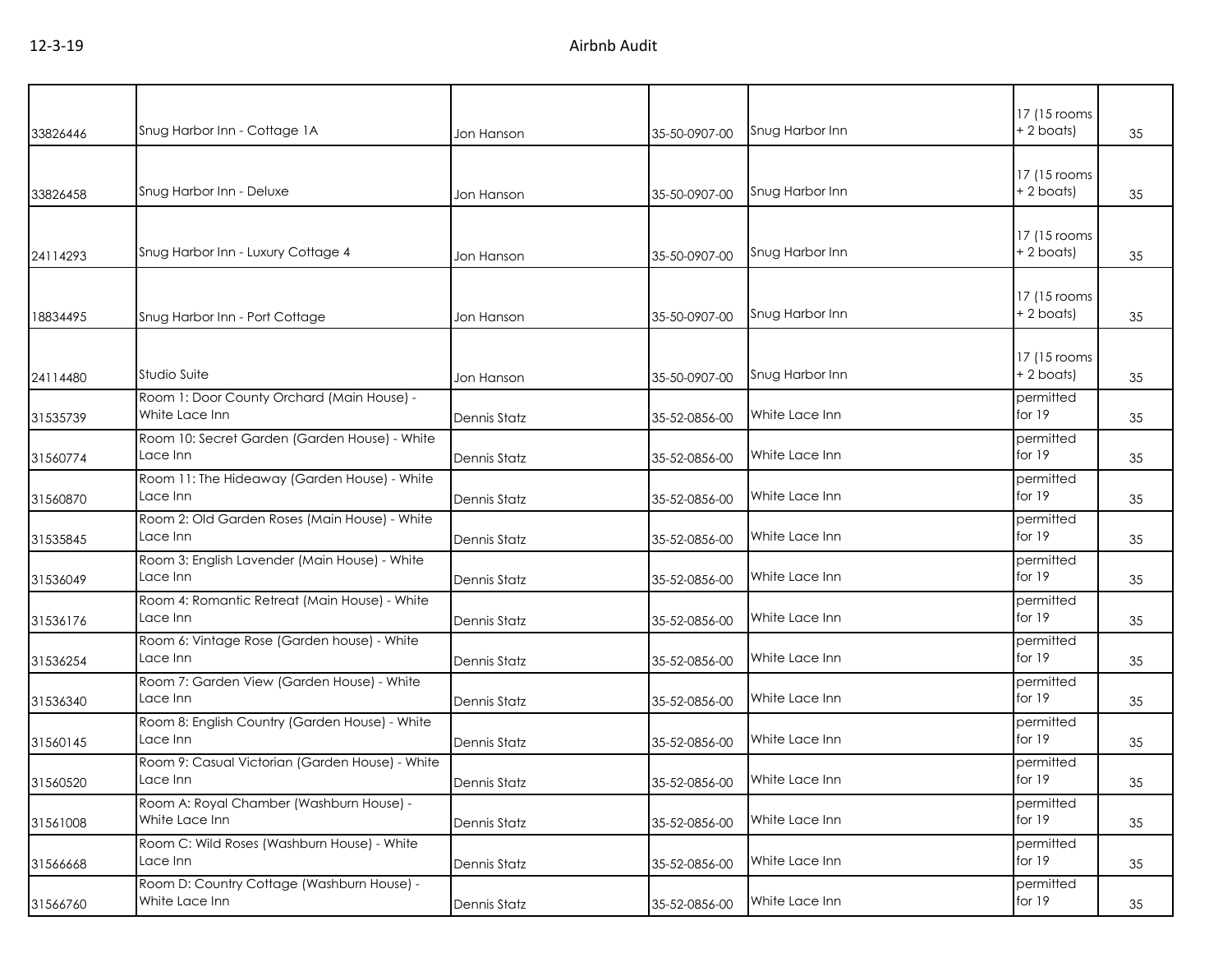| | | | | | | |
|---|---|---|---|---|---|---|
| 33826446 | Snug Harbor Inn - Cottage 1A | Jon Hanson | 35-50-0907-00 | Snug Harbor Inn | 17 (15 rooms + 2 boats) | 35 |
| 33826458 | Snug Harbor Inn - Deluxe | Jon Hanson | 35-50-0907-00 | Snug Harbor Inn | 17 (15 rooms + 2 boats) | 35 |
| 24114293 | Snug Harbor Inn - Luxury Cottage 4 | Jon Hanson | 35-50-0907-00 | Snug Harbor Inn | 17 (15 rooms + 2 boats) | 35 |
| 18834495 | Snug Harbor Inn - Port Cottage | Jon Hanson | 35-50-0907-00 | Snug Harbor Inn | 17 (15 rooms + 2 boats) | 35 |
| 24114480 | Studio Suite | Jon Hanson | 35-50-0907-00 | Snug Harbor Inn | 17 (15 rooms + 2 boats) | 35 |
| 31535739 | Room 1: Door County Orchard (Main House) - White Lace Inn | Dennis Statz | 35-52-0856-00 | White Lace Inn | permitted for 19 | 35 |
| 31560774 | Room 10: Secret Garden (Garden House) - White Lace Inn | Dennis Statz | 35-52-0856-00 | White Lace Inn | permitted for 19 | 35 |
| 31560870 | Room 11: The Hideaway (Garden House) - White Lace Inn | Dennis Statz | 35-52-0856-00 | White Lace Inn | permitted for 19 | 35 |
| 31535845 | Room 2: Old Garden Roses (Main House) - White Lace Inn | Dennis Statz | 35-52-0856-00 | White Lace Inn | permitted for 19 | 35 |
| 31536049 | Room 3: English Lavender (Main House) - White Lace Inn | Dennis Statz | 35-52-0856-00 | White Lace Inn | permitted for 19 | 35 |
| 31536176 | Room 4: Romantic Retreat (Main House) - White Lace Inn | Dennis Statz | 35-52-0856-00 | White Lace Inn | permitted for 19 | 35 |
| 31536254 | Room 6: Vintage Rose (Garden house) - White Lace Inn | Dennis Statz | 35-52-0856-00 | White Lace Inn | permitted for 19 | 35 |
| 31536340 | Room 7: Garden View (Garden House) - White Lace Inn | Dennis Statz | 35-52-0856-00 | White Lace Inn | permitted for 19 | 35 |
| 31560145 | Room 8: English Country (Garden House) - White Lace Inn | Dennis Statz | 35-52-0856-00 | White Lace Inn | permitted for 19 | 35 |
| 31560520 | Room 9: Casual Victorian (Garden House) - White Lace Inn | Dennis Statz | 35-52-0856-00 | White Lace Inn | permitted for 19 | 35 |
| 31561008 | Room A: Royal Chamber (Washburn House) - White Lace Inn | Dennis Statz | 35-52-0856-00 | White Lace Inn | permitted for 19 | 35 |
| 31566668 | Room C: Wild Roses (Washburn House) - White Lace Inn | Dennis Statz | 35-52-0856-00 | White Lace Inn | permitted for 19 | 35 |
| 31566760 | Room D: Country Cottage (Washburn House) - White Lace Inn | Dennis Statz | 35-52-0856-00 | White Lace Inn | permitted for 19 | 35 |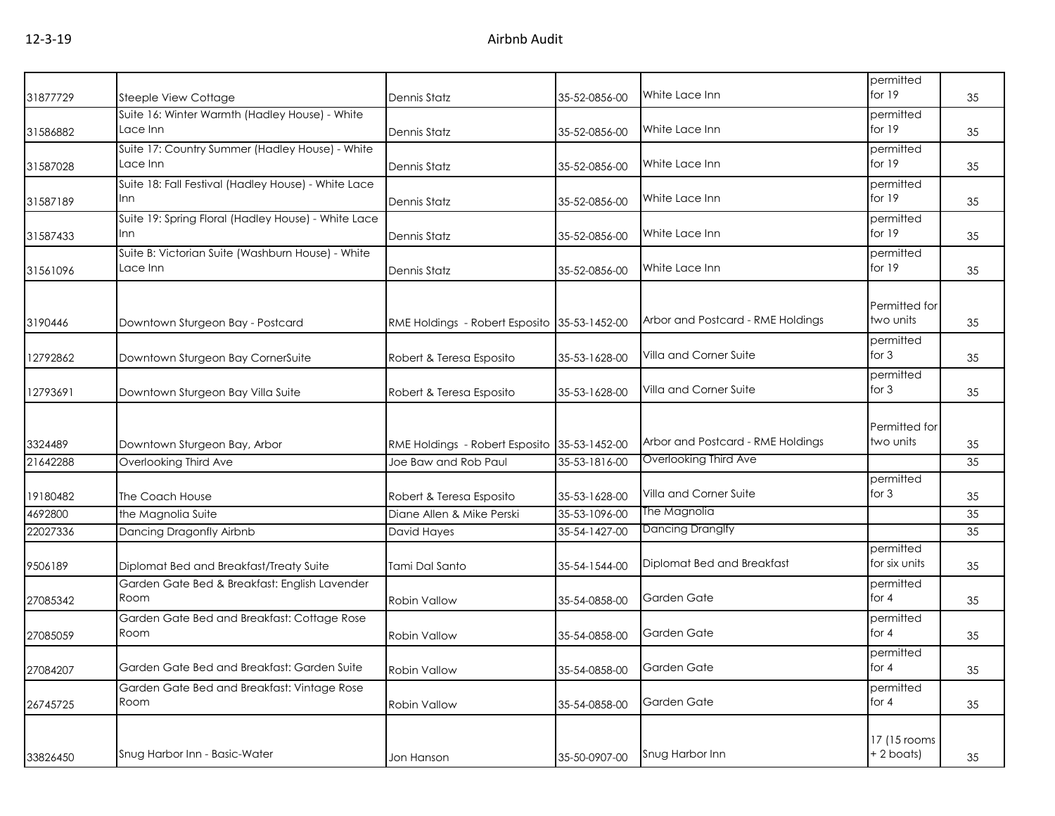| | | | | | | |
|---|---|---|---|---|---|---|
| 31877729 | Steeple View Cottage | Dennis Statz | 35-52-0856-00 | White Lace Inn | permitted for 19 | 35 |
| 31586882 | Suite 16: Winter Warmth (Hadley House) - White Lace Inn | Dennis Statz | 35-52-0856-00 | White Lace Inn | permitted for 19 | 35 |
| 31587028 | Suite 17: Country Summer (Hadley House) - White Lace Inn | Dennis Statz | 35-52-0856-00 | White Lace Inn | permitted for 19 | 35 |
| 31587189 | Suite 18: Fall Festival (Hadley House) - White Lace Inn | Dennis Statz | 35-52-0856-00 | White Lace Inn | permitted for 19 | 35 |
| 31587433 | Suite 19: Spring Floral (Hadley House) - White Lace Inn | Dennis Statz | 35-52-0856-00 | White Lace Inn | permitted for 19 | 35 |
| 31561096 | Suite B: Victorian Suite (Washburn House) - White Lace Inn | Dennis Statz | 35-52-0856-00 | White Lace Inn | permitted for 19 | 35 |
| 3190446 | Downtown Sturgeon Bay - Postcard | RME Holdings - Robert Esposito | 35-53-1452-00 | Arbor and Postcard - RME Holdings | Permitted for two units | 35 |
| 12792862 | Downtown Sturgeon Bay CornerSuite | Robert & Teresa Esposito | 35-53-1628-00 | Villa and Corner Suite | permitted for 3 | 35 |
| 12793691 | Downtown Sturgeon Bay Villa Suite | Robert & Teresa Esposito | 35-53-1628-00 | Villa and Corner Suite | permitted for 3 | 35 |
| 3324489 | Downtown Sturgeon Bay, Arbor | RME Holdings - Robert Esposito | 35-53-1452-00 | Arbor and Postcard - RME Holdings | Permitted for two units | 35 |
| 21642288 | Overlooking Third Ave | Joe Baw and Rob Paul | 35-53-1816-00 | Overlooking Third Ave | | 35 |
| 19180482 | The Coach House | Robert & Teresa Esposito | 35-53-1628-00 | Villa and Corner Suite | permitted for 3 | 35 |
| 4692800 | the Magnolia Suite | Diane Allen & Mike Perski | 35-53-1096-00 | The Magnolia | | 35 |
| 22027336 | Dancing Dragonfly Airbnb | David Hayes | 35-54-1427-00 | Dancing Dranglfy | | 35 |
| 9506189 | Diplomat Bed and Breakfast/Treaty Suite | Tami Dal Santo | 35-54-1544-00 | Diplomat Bed and Breakfast | permitted for six units | 35 |
| 27085342 | Garden Gate Bed & Breakfast: English Lavender Room | Robin Vallow | 35-54-0858-00 | Garden Gate | permitted for 4 | 35 |
| 27085059 | Garden Gate Bed and Breakfast: Cottage Rose Room | Robin Vallow | 35-54-0858-00 | Garden Gate | permitted for 4 | 35 |
| 27084207 | Garden Gate Bed and Breakfast: Garden Suite | Robin Vallow | 35-54-0858-00 | Garden Gate | permitted for 4 | 35 |
| 26745725 | Garden Gate Bed and Breakfast: Vintage Rose Room | Robin Vallow | 35-54-0858-00 | Garden Gate | permitted for 4 | 35 |
| 33826450 | Snug Harbor Inn - Basic-Water | Jon Hanson | 35-50-0907-00 | Snug Harbor Inn | 17 (15 rooms + 2 boats) | 35 |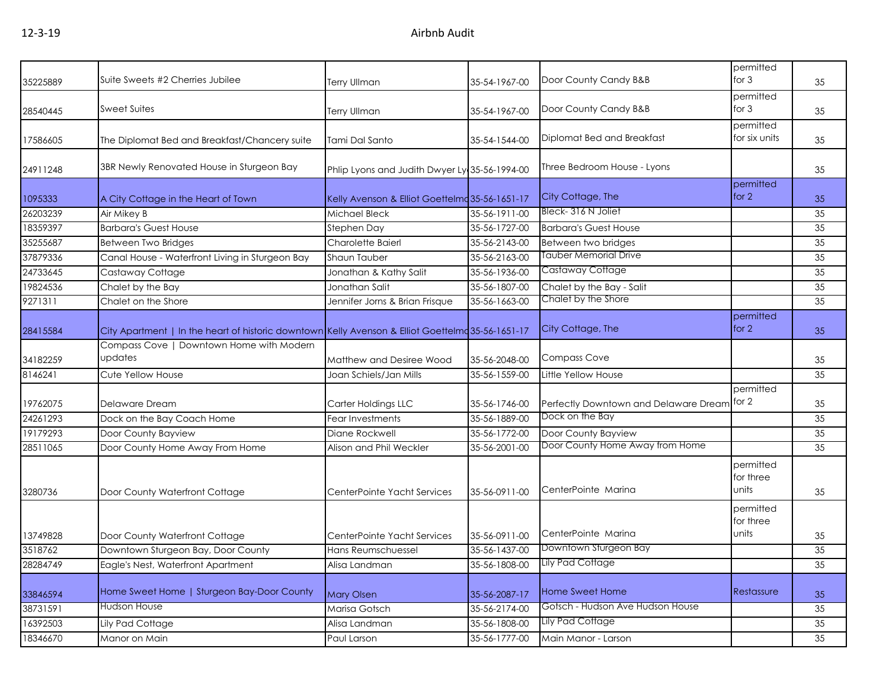| | | | | | | |
|---|---|---|---|---|---|---|
| 35225889 | Suite Sweets #2 Cherries Jubilee | Terry Ullman | 35-54-1967-00 | Door County Candy B&B | permitted for 3 | 35 |
| 28540445 | Sweet Suites | Terry Ullman | 35-54-1967-00 | Door County Candy B&B | permitted for 3 | 35 |
| 17586605 | The Diplomat Bed and Breakfast/Chancery suite | Tami Dal Santo | 35-54-1544-00 | Diplomat Bed and Breakfast | permitted for six units | 35 |
| 24911248 | 3BR Newly Renovated House in Sturgeon Bay | Phlip Lyons and Judith Dwyer Ly | 35-56-1994-00 | Three Bedroom House - Lyons | | 35 |
| 1095333 | A City Cottage in the Heart of Town | Kelly Avenson & Elliot Goettelmo | 35-56-1651-17 | City Cottage, The | permitted for 2 | 35 |
| 26203239 | Air Mikey B | Michael Bleck | 35-56-1911-00 | Bleck- 316 N Joliet | | 35 |
| 18359397 | Barbara's Guest House | Stephen Day | 35-56-1727-00 | Barbara's Guest House | | 35 |
| 35255687 | Between Two Bridges | Charolette Baierl | 35-56-2143-00 | Between two bridges | | 35 |
| 37879336 | Canal House - Waterfront Living in Sturgeon Bay | Shaun Tauber | 35-56-2163-00 | Tauber Memorial Drive | | 35 |
| 24733645 | Castaway Cottage | Jonathan & Kathy Salit | 35-56-1936-00 | Castaway Cottage | | 35 |
| 19824536 | Chalet by the Bay | Jonathan Salit | 35-56-1807-00 | Chalet by the Bay - Salit | | 35 |
| 9271311 | Chalet on the Shore | Jennifer Jorns & Brian Frisque | 35-56-1663-00 | Chalet by the Shore | | 35 |
| 28415584 | City Apartment \| In the heart of historic downtown | Kelly Avenson & Elliot Goettelmo | 35-56-1651-17 | City Cottage, The | permitted for 2 | 35 |
| 34182259 | Compass Cove \| Downtown Home with Modern updates | Matthew and Desiree Wood | 35-56-2048-00 | Compass Cove | | 35 |
| 8146241 | Cute Yellow House | Joan Schiels/Jan Mills | 35-56-1559-00 | Little Yellow House | | 35 |
| 19762075 | Delaware Dream | Carter Holdings LLC | 35-56-1746-00 | Perfectly Downtown and Delaware Dream | permitted for 2 | 35 |
| 24261293 | Dock on the Bay Coach Home | Fear Investments | 35-56-1889-00 | Dock on the Bay | | 35 |
| 19179293 | Door County Bayview | Diane Rockwell | 35-56-1772-00 | Door County Bayview | | 35 |
| 28511065 | Door County Home Away From Home | Alison and Phil Weckler | 35-56-2001-00 | Door County Home Away from Home | | 35 |
| 3280736 | Door County Waterfront Cottage | CenterPointe Yacht Services | 35-56-0911-00 | CenterPointe Marina | permitted for three units | 35 |
| 13749828 | Door County Waterfront Cottage | CenterPointe Yacht Services | 35-56-0911-00 | CenterPointe Marina | permitted for three units | 35 |
| 3518762 | Downtown Sturgeon Bay, Door County | Hans Reumschuessel | 35-56-1437-00 | Downtown Sturgeon Bay | | 35 |
| 28284749 | Eagle's Nest, Waterfront Apartment | Alisa Landman | 35-56-1808-00 | Lily Pad Cottage | | 35 |
| 33846594 | Home Sweet Home \| Sturgeon Bay-Door County | Mary Olsen | 35-56-2087-17 | Home Sweet Home | Restassure | 35 |
| 38731591 | Hudson House | Marisa Gotsch | 35-56-2174-00 | Gotsch - Hudson Ave Hudson House | | 35 |
| 16392503 | Lily Pad Cottage | Alisa Landman | 35-56-1808-00 | Lily Pad Cottage | | 35 |
| 18346670 | Manor on Main | Paul Larson | 35-56-1777-00 | Main Manor - Larson | | 35 |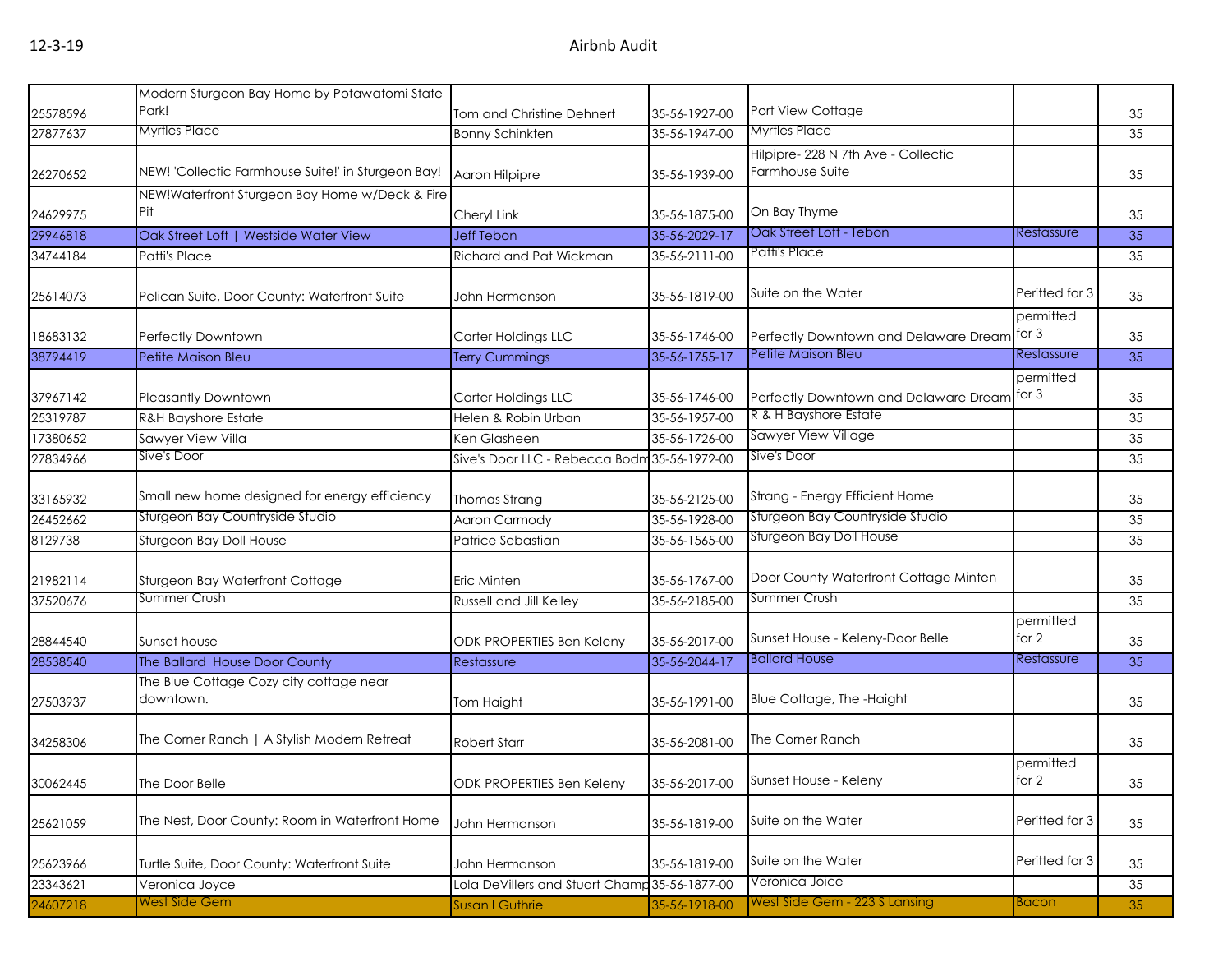| | | | | | | |
|---|---|---|---|---|---|---|
| 25578596 | Modern Sturgeon Bay Home by Potawatomi State Park! | Tom and Christine Dehnert | 35-56-1927-00 | Port View Cottage | | 35 |
| 27877637 | Myrtles Place | Bonny Schinkten | 35-56-1947-00 | Myrtles Place | | 35 |
| 26270652 | NEW! 'Collectic Farmhouse Suite!' in Sturgeon Bay! | Aaron Hilpipre | 35-56-1939-00 | Hilpipre- 228 N 7th Ave - Collectic Farmhouse Suite | | 35 |
| 24629975 | NEW!Waterfront Sturgeon Bay Home w/Deck & Fire Pit | Cheryl Link | 35-56-1875-00 | On Bay Thyme | | 35 |
| 29946818 | Oak Street Loft \| Westside Water View | Jeff Tebon | 35-56-2029-17 | Oak Street Loft - Tebon | Restassure | 35 |
| 34744184 | Patti's Place | Richard and Pat Wickman | 35-56-2111-00 | Patti's Place | | 35 |
| 25614073 | Pelican Suite, Door County: Waterfront Suite | John Hermanson | 35-56-1819-00 | Suite on the Water | Peritted for 3 | 35 |
| 18683132 | Perfectly Downtown | Carter Holdings LLC | 35-56-1746-00 | Perfectly Downtown and Delaware Dream | permitted for 3 | 35 |
| 38794419 | Petite Maison Bleu | Terry Cummings | 35-56-1755-17 | Petite Maison Bleu | Restassure | 35 |
| 37967142 | Pleasantly Downtown | Carter Holdings LLC | 35-56-1746-00 | Perfectly Downtown and Delaware Dream | permitted for 3 | 35 |
| 25319787 | R&H Bayshore Estate | Helen & Robin Urban | 35-56-1957-00 | R & H Bayshore Estate | | 35 |
| 17380652 | Sawyer View Villa | Ken Glasheen | 35-56-1726-00 | Sawyer View Village | | 35 |
| 27834966 | Sive's Door | Sive's Door LLC - Rebecca Bodm | 35-56-1972-00 | Sive's Door | | 35 |
| 33165932 | Small new home designed for energy efficiency | Thomas Strang | 35-56-2125-00 | Strang - Energy Efficient Home | | 35 |
| 26452662 | Sturgeon Bay Countryside Studio | Aaron Carmody | 35-56-1928-00 | Sturgeon Bay Countryside Studio | | 35 |
| 8129738 | Sturgeon Bay Doll House | Patrice Sebastian | 35-56-1565-00 | Sturgeon Bay Doll House | | 35 |
| 21982114 | Sturgeon Bay Waterfront Cottage | Eric Minten | 35-56-1767-00 | Door County Waterfront Cottage Minten | | 35 |
| 37520676 | Summer Crush | Russell and Jill Kelley | 35-56-2185-00 | Summer Crush | | 35 |
| 28844540 | Sunset house | ODK PROPERTIES Ben Keleny | 35-56-2017-00 | Sunset House - Keleny-Door Belle | permitted for 2 | 35 |
| 28538540 | The Ballard House Door County | Restassure | 35-56-2044-17 | Ballard House | Restassure | 35 |
| 27503937 | The Blue Cottage Cozy city cottage near downtown. | Tom Haight | 35-56-1991-00 | Blue Cottage, The -Haight | | 35 |
| 34258306 | The Corner Ranch \| A Stylish Modern Retreat | Robert Starr | 35-56-2081-00 | The Corner Ranch | | 35 |
| 30062445 | The Door Belle | ODK PROPERTIES Ben Keleny | 35-56-2017-00 | Sunset House - Keleny | permitted for 2 | 35 |
| 25621059 | The Nest, Door County: Room in Waterfront Home | John Hermanson | 35-56-1819-00 | Suite on the Water | Peritted for 3 | 35 |
| 25623966 | Turtle Suite, Door County: Waterfront Suite | John Hermanson | 35-56-1819-00 | Suite on the Water | Peritted for 3 | 35 |
| 23343621 | Veronica Joyce | Lola DeVillers and Stuart Champ | 35-56-1877-00 | Veronica Joice | | 35 |
| 24607218 | West Side Gem | Susan I Guthrie | 35-56-1918-00 | West Side Gem - 223 S Lansing | Bacon | 35 |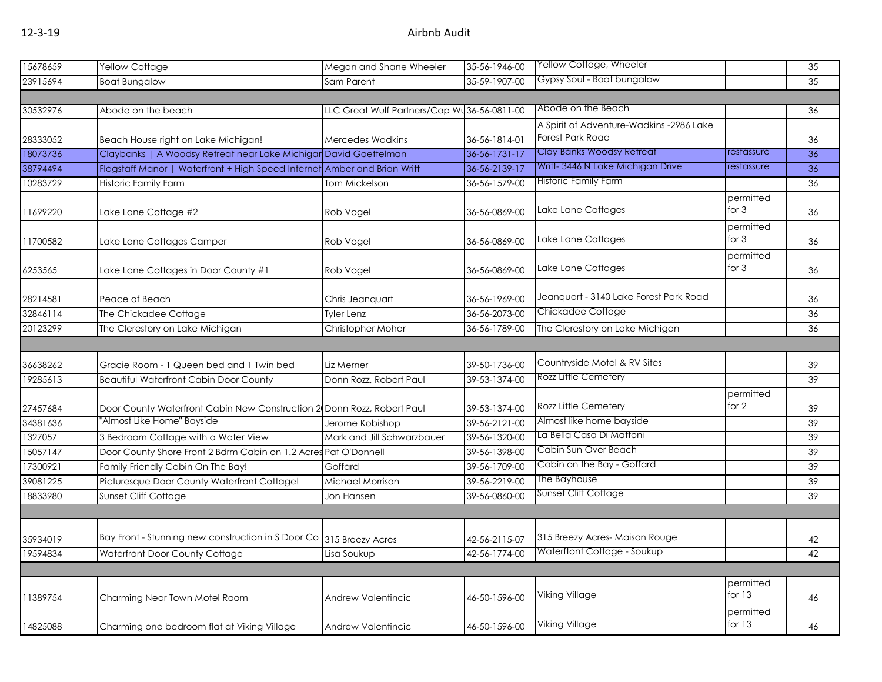| | | | | | | |
|---|---|---|---|---|---|---|
| 15678659 | Yellow Cottage | Megan and Shane Wheeler | 35-56-1946-00 | Yellow Cottage, Wheeler | | 35 |
| 23915694 | Boat Bungalow | Sam Parent | 35-59-1907-00 | Gypsy Soul - Boat bungalow | | 35 |
| | | | | | | |
| 30532976 | Abode on the beach | LLC Great Wulf Partners/Cap Wu | 36-56-0811-00 | Abode on the Beach | | 36 |
| 28333052 | Beach House right on Lake Michigan! | Mercedes Wadkins | 36-56-1814-01 | A Spirit of Adventure-Wadkins -2986 Lake Forest Park Road | | 36 |
| 18073736 | Claybanks \| A Woodsy Retreat near Lake Michigan | David Goettelman | 36-56-1731-17 | Clay Banks Woodsy Retreat | restassure | 36 |
| 38794494 | Flagstaff Manor \| Waterfront + High Speed Internet | Amber and Brian Writt | 36-56-2139-17 | Writt- 3446 N Lake Michigan Drive | restassure | 36 |
| 10283729 | Historic Family Farm | Tom Mickelson | 36-56-1579-00 | Historic Family Farm | | 36 |
| 11699220 | Lake Lane Cottage #2 | Rob Vogel | 36-56-0869-00 | Lake Lane Cottages | permitted for 3 | 36 |
| 11700582 | Lake Lane Cottages Camper | Rob Vogel | 36-56-0869-00 | Lake Lane Cottages | permitted for 3 | 36 |
| 6253565 | Lake Lane Cottages in Door County #1 | Rob Vogel | 36-56-0869-00 | Lake Lane Cottages | permitted for 3 | 36 |
| 28214581 | Peace of Beach | Chris Jeanquart | 36-56-1969-00 | Jeanquart - 3140 Lake Forest Park Road | | 36 |
| 32846114 | The Chickadee Cottage | Tyler Lenz | 36-56-2073-00 | Chickadee Cottage | | 36 |
| 20123299 | The Clerestory on Lake Michigan | Christopher Mohar | 36-56-1789-00 | The Clerestory on Lake Michigan | | 36 |
| | | | | | | |
| 36638262 | Gracie Room - 1 Queen bed and 1 Twin bed | Liz Merner | 39-50-1736-00 | Countryside Motel & RV Sites | | 39 |
| 19285613 | Beautiful Waterfront Cabin Door County | Donn Rozz, Robert Paul | 39-53-1374-00 | Rozz Little Cemetery | | 39 |
| 27457684 | Door County Waterfront Cabin New Construction 2 | Donn Rozz, Robert Paul | 39-53-1374-00 | Rozz Little Cemetery | permitted for 2 | 39 |
| 34381636 | "Almost Like Home" Bayside | Jerome Kobishop | 39-56-2121-00 | Almost like home bayside | | 39 |
| 1327057 | 3 Bedroom Cottage with a Water View | Mark and Jill Schwarzbauer | 39-56-1320-00 | La Bella Casa Di Mattoni | | 39 |
| 15057147 | Door County Shore Front 2 Bdrm Cabin on 1.2 Acres | Pat O'Donnell | 39-56-1398-00 | Cabin Sun Over Beach | | 39 |
| 17300921 | Family Friendly Cabin On The Bay! | Goffard | 39-56-1709-00 | Cabin on the Bay - Goffard | | 39 |
| 39081225 | Picturesque Door County Waterfront Cottage! | Michael Morrison | 39-56-2219-00 | The Bayhouse | | 39 |
| 18833980 | Sunset Cliff Cottage | Jon Hansen | 39-56-0860-00 | Sunset Cliff Cottage | | 39 |
| | | | | | | |
| 35934019 | Bay Front - Stunning new construction in S Door Co | 315 Breezy Acres | 42-56-2115-07 | 315 Breezy Acres- Maison Rouge | | 42 |
| 19594834 | Waterfront Door County Cottage | Lisa Soukup | 42-56-1774-00 | Waterftont Cottage - Soukup | | 42 |
| | | | | | | |
| 11389754 | Charming Near Town Motel Room | Andrew Valentincic | 46-50-1596-00 | Viking Village | permitted for 13 | 46 |
| 14825088 | Charming one bedroom flat at Viking Village | Andrew Valentincic | 46-50-1596-00 | Viking Village | permitted for 13 | 46 |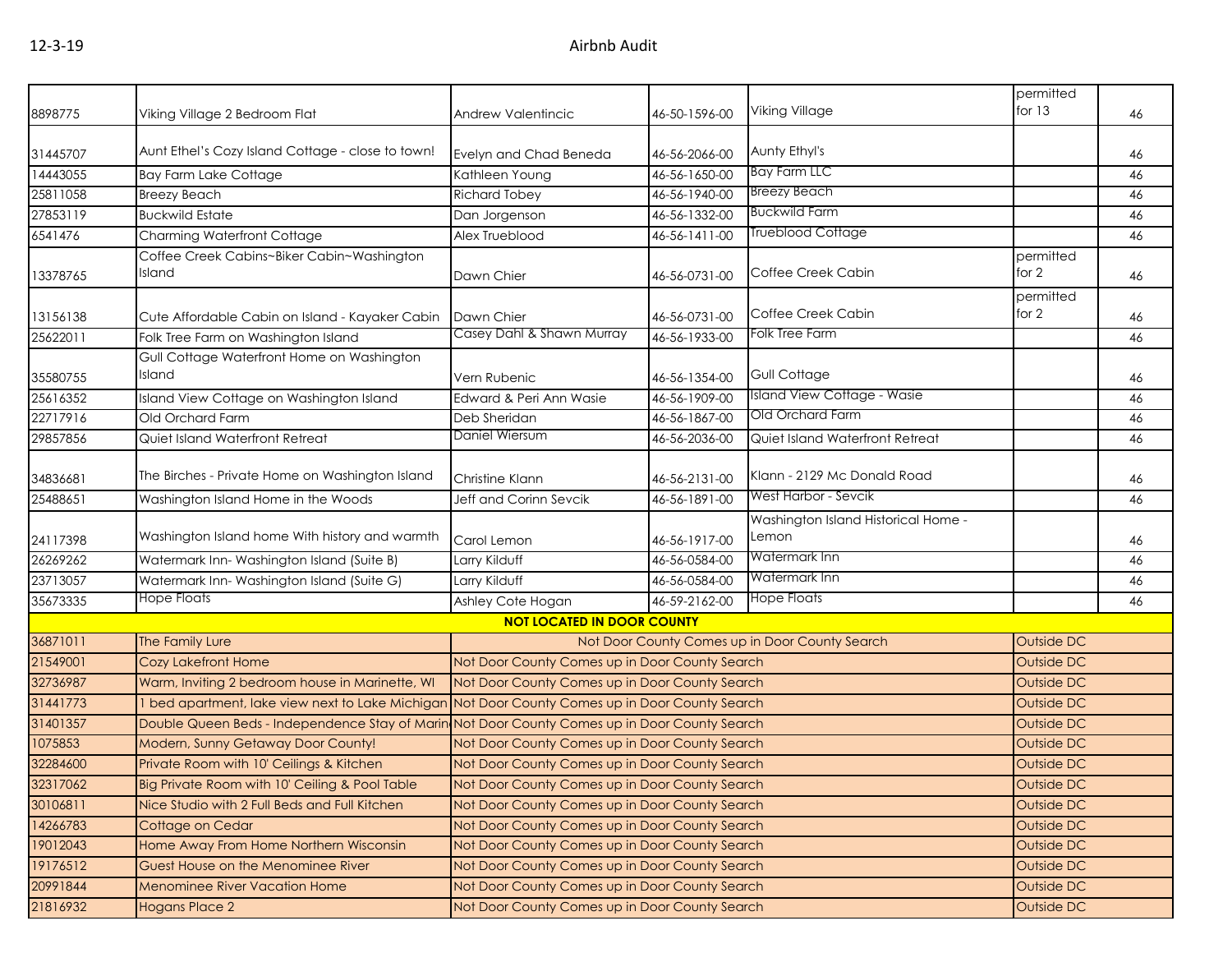| | | | | | | |
|---|---|---|---|---|---|---|
| 8898775 | Viking Village 2 Bedroom Flat | Andrew Valentincic | 46-50-1596-00 | Viking Village | permitted for 13 | 46 |
| 31445707 | Aunt Ethel's Cozy Island Cottage - close to town! | Evelyn and Chad Beneda | 46-56-2066-00 | Aunty Ethyl's | | 46 |
| 14443055 | Bay Farm Lake Cottage | Kathleen Young | 46-56-1650-00 | Bay Farm LLC | | 46 |
| 25811058 | Breezy Beach | Richard Tobey | 46-56-1940-00 | Breezy Beach | | 46 |
| 27853119 | Buckwild Estate | Dan Jorgenson | 46-56-1332-00 | Buckwild Farm | | 46 |
| 6541476 | Charming Waterfront Cottage | Alex Trueblood | 46-56-1411-00 | Trueblood Cottage | | 46 |
| 13378765 | Coffee Creek Cabins~Biker Cabin~Washington Island | Dawn Chier | 46-56-0731-00 | Coffee Creek Cabin | permitted for 2 | 46 |
| 13156138 | Cute Affordable Cabin on Island - Kayaker Cabin | Dawn Chier | 46-56-0731-00 | Coffee Creek Cabin | permitted for 2 | 46 |
| 25622011 | Folk Tree Farm on Washington Island | Casey Dahl & Shawn Murray | 46-56-1933-00 | Folk Tree Farm | | 46 |
| 35580755 | Gull Cottage Waterfront Home on Washington Island | Vern Rubenic | 46-56-1354-00 | Gull Cottage | | 46 |
| 25616352 | Island View Cottage on Washington Island | Edward & Peri Ann Wasie | 46-56-1909-00 | Island View Cottage - Wasie | | 46 |
| 22717916 | Old Orchard Farm | Deb Sheridan | 46-56-1867-00 | Old Orchard Farm | | 46 |
| 29857856 | Quiet Island Waterfront Retreat | Daniel Wiersum | 46-56-2036-00 | Quiet Island Waterfront Retreat | | 46 |
| 34836681 | The Birches - Private Home on Washington Island | Christine Klann | 46-56-2131-00 | Klann - 2129 Mc Donald Road | | 46 |
| 25488651 | Washington Island Home in the Woods | Jeff and Corinn Sevcik | 46-56-1891-00 | West Harbor - Sevcik | | 46 |
| 24117398 | Washington Island home With history and warmth | Carol Lemon | 46-56-1917-00 | Washington Island Historical Home - Lemon | | 46 |
| 26269262 | Watermark Inn- Washington Island (Suite B) | Larry Kilduff | 46-56-0584-00 | Watermark Inn | | 46 |
| 23713057 | Watermark Inn- Washington Island (Suite G) | Larry Kilduff | 46-56-0584-00 | Watermark Inn | | 46 |
| 35673335 | Hope Floats | Ashley Cote Hogan | 46-59-2162-00 | Hope Floats | | 46 |
| | | **NOT LOCATED IN DOOR COUNTY** | | | | |
| 36871011 | The Family Lure | Not Door County Comes up in Door County Search | | | Outside DC | |
| 21549001 | Cozy Lakefront Home | Not Door County Comes up in Door County Search | | | Outside DC | |
| 32736987 | Warm, Inviting 2 bedroom house in Marinette, WI | Not Door County Comes up in Door County Search | | | Outside DC | |
| 31441773 | 1 bed apartment, lake view next to Lake Michigan | Not Door County Comes up in Door County Search | | | Outside DC | |
| 31401357 | Double Queen Beds - Independence Stay of Marin | Not Door County Comes up in Door County Search | | | Outside DC | |
| 1075853 | Modern, Sunny Getaway Door County! | Not Door County Comes up in Door County Search | | | Outside DC | |
| 32284600 | Private Room with 10' Ceilings & Kitchen | Not Door County Comes up in Door County Search | | | Outside DC | |
| 32317062 | Big Private Room with 10' Ceiling & Pool Table | Not Door County Comes up in Door County Search | | | Outside DC | |
| 30106811 | Nice Studio with 2 Full Beds and Full Kitchen | Not Door County Comes up in Door County Search | | | Outside DC | |
| 14266783 | Cottage on Cedar | Not Door County Comes up in Door County Search | | | Outside DC | |
| 19012043 | Home Away From Home Northern Wisconsin | Not Door County Comes up in Door County Search | | | Outside DC | |
| 19176512 | Guest House on the Menominee River | Not Door County Comes up in Door County Search | | | Outside DC | |
| 20991844 | Menominee River Vacation Home | Not Door County Comes up in Door County Search | | | Outside DC | |
| 21816932 | Hogans Place 2 | Not Door County Comes up in Door County Search | | | Outside DC | |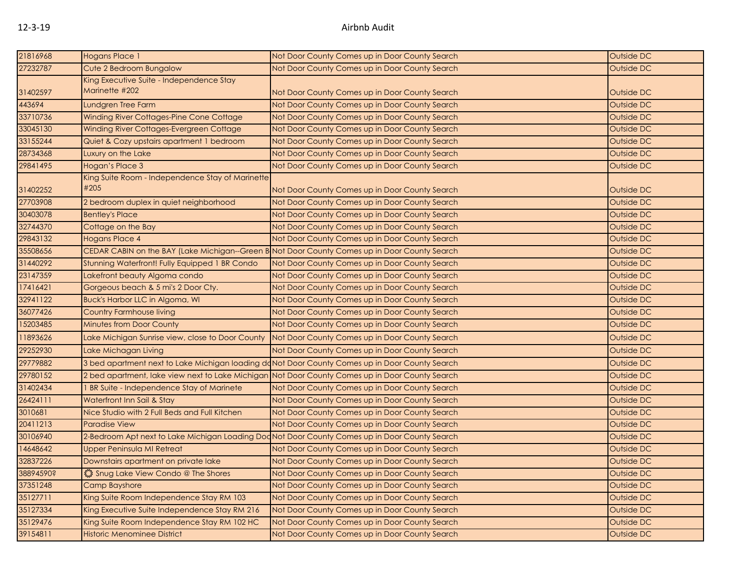| 21816968 | Hogans Place 1 | Not Door County Comes up in Door County Search | Outside DC |
|---|---|---|---|
| 27232787 | Cute 2 Bedroom Bungalow | Not Door County Comes up in Door County Search | Outside DC |
| 31402597 | King Executive Suite - Independence Stay Marinette #202 | Not Door County Comes up in Door County Search | Outside DC |
| 443694 | Lundgren Tree Farm | Not Door County Comes up in Door County Search | Outside DC |
| 33710736 | Winding River Cottages-Pine Cone Cottage | Not Door County Comes up in Door County Search | Outside DC |
| 33045130 | Winding River Cottages-Evergreen Cottage | Not Door County Comes up in Door County Search | Outside DC |
| 33155244 | Quiet & Cozy upstairs apartment 1 bedroom | Not Door County Comes up in Door County Search | Outside DC |
| 28734368 | Luxury on the Lake | Not Door County Comes up in Door County Search | Outside DC |
| 29841495 | Hogan's Place 3 | Not Door County Comes up in Door County Search | Outside DC |
| 31402252 | King Suite Room - Independence Stay of Marinette #205 | Not Door County Comes up in Door County Search | Outside DC |
| 27703908 | 2 bedroom duplex in quiet neighborhood | Not Door County Comes up in Door County Search | Outside DC |
| 30403078 | Bentley's Place | Not Door County Comes up in Door County Search | Outside DC |
| 32744370 | Cottage on the Bay | Not Door County Comes up in Door County Search | Outside DC |
| 29843132 | Hogans Place 4 | Not Door County Comes up in Door County Search | Outside DC |
| 35508656 | CEDAR CABIN on the BAY (Lake Michigan--Green B | Not Door County Comes up in Door County Search | Outside DC |
| 31440292 | Stunning Waterfront! Fully Equipped 1 BR Condo | Not Door County Comes up in Door County Search | Outside DC |
| 23147359 | Lakefront beauty Algoma condo | Not Door County Comes up in Door County Search | Outside DC |
| 17416421 | Gorgeous beach & 5 mi's 2 Door Cty. | Not Door County Comes up in Door County Search | Outside DC |
| 32941122 | Buck's Harbor LLC in Algoma, WI | Not Door County Comes up in Door County Search | Outside DC |
| 36077426 | Country Farmhouse living | Not Door County Comes up in Door County Search | Outside DC |
| 15203485 | Minutes from Door County | Not Door County Comes up in Door County Search | Outside DC |
| 11893626 | Lake Michigan Sunrise view, close to Door County | Not Door County Comes up in Door County Search | Outside DC |
| 29252930 | Lake Michagan Living | Not Door County Comes up in Door County Search | Outside DC |
| 29779882 | 3 bed apartment next to Lake Michigan loading do | Not Door County Comes up in Door County Search | Outside DC |
| 29780152 | 2 bed apartment, lake view next to Lake Michigan | Not Door County Comes up in Door County Search | Outside DC |
| 31402434 | 1 BR Suite - Independence Stay of Marinete | Not Door County Comes up in Door County Search | Outside DC |
| 26424111 | Waterfront Inn Sail & Stay | Not Door County Comes up in Door County Search | Outside DC |
| 3010681 | Nice Studio with 2 Full Beds and Full Kitchen | Not Door County Comes up in Door County Search | Outside DC |
| 20411213 | Paradise View | Not Door County Comes up in Door County Search | Outside DC |
| 30106940 | 2-Bedroom Apt next to Lake Michigan Loading Doc | Not Door County Comes up in Door County Search | Outside DC |
| 14648642 | Upper Peninsula MI Retreat | Not Door County Comes up in Door County Search | Outside DC |
| 32837226 | Downstairs apartment on private lake | Not Door County Comes up in Door County Search | Outside DC |
| 38894590? | ❂ Snug Lake View Condo @ The Shores | Not Door County Comes up in Door County Search | Outside DC |
| 37351248 | Camp Bayshore | Not Door County Comes up in Door County Search | Outside DC |
| 35127711 | King Suite Room Independence Stay RM 103 | Not Door County Comes up in Door County Search | Outside DC |
| 35127334 | King Executive Suite Independence Stay RM 216 | Not Door County Comes up in Door County Search | Outside DC |
| 35129476 | King Suite Room Independence Stay RM 102 HC | Not Door County Comes up in Door County Search | Outside DC |
| 39154811 | Historic Menominee District | Not Door County Comes up in Door County Search | Outside DC |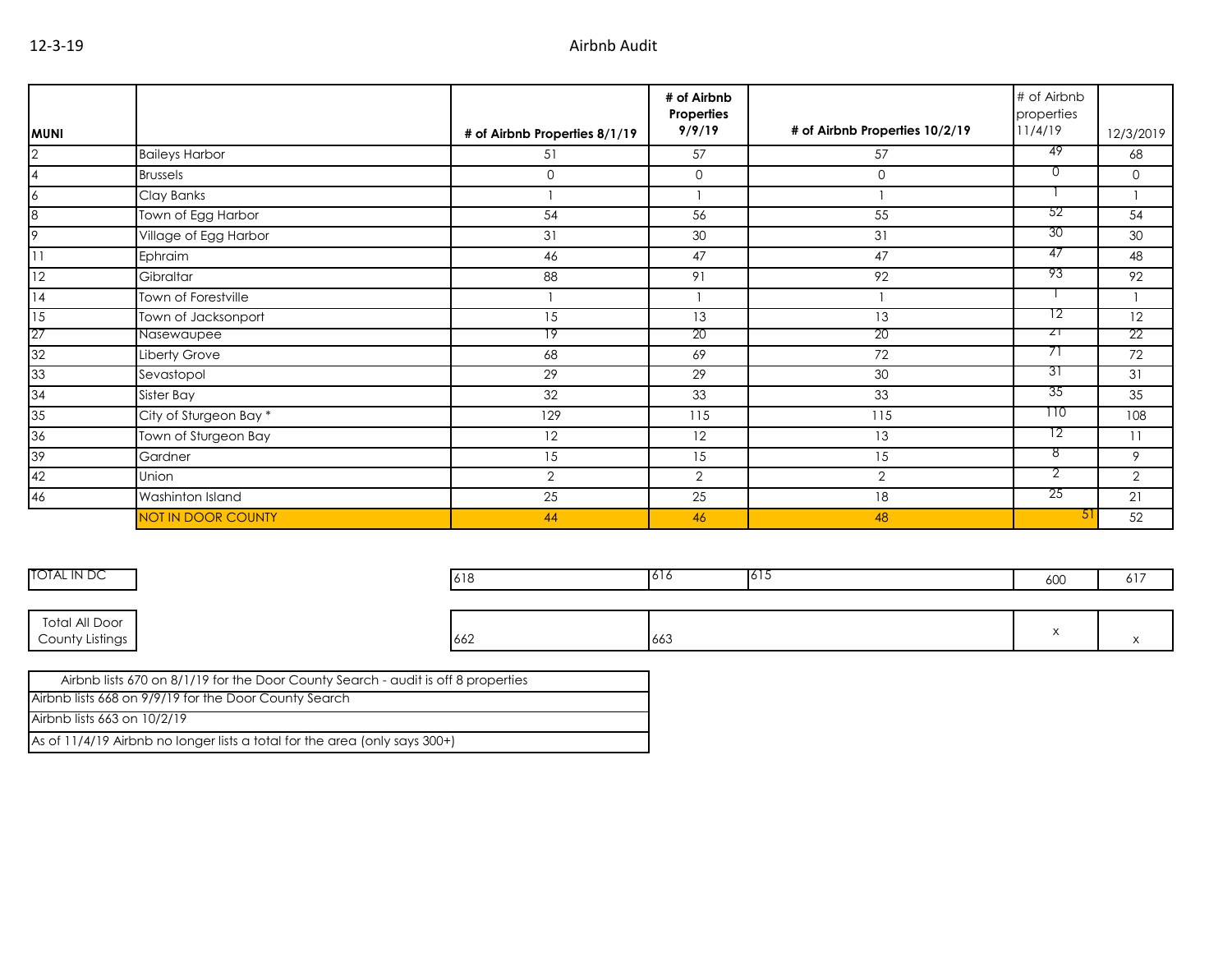12-3-19

# Airbnb Audit

| MUNI | | # of Airbnb Properties 8/1/19 | # of Airbnb Properties 9/9/19 | # of Airbnb Properties 10/2/19 | # of Airbnb properties 11/4/19 | 12/3/2019 |
|---|---|---|---|---|---|---|
| 2 | Baileys Harbor | 51 | 57 | 57 | 49 | 68 |
| 4 | Brussels | 0 | 0 | 0 | 0 | 0 |
| 6 | Clay Banks | 1 | 1 | 1 | 1 | 1 |
| 8 | Town of Egg Harbor | 54 | 56 | 55 | 52 | 54 |
| 9 | Village of Egg Harbor | 31 | 30 | 31 | 30 | 30 |
| 11 | Ephraim | 46 | 47 | 47 | 47 | 48 |
| 12 | Gibraltar | 88 | 91 | 92 | 93 | 92 |
| 14 | Town of Forestville | 1 | 1 | 1 | 1 | 1 |
| 15 | Town of Jacksonport | 15 | 13 | 13 | 12 | 12 |
| 27 | Nasewaupee | 19 | 20 | 20 | 21 | 22 |
| 32 | Liberty Grove | 68 | 69 | 72 | 71 | 72 |
| 33 | Sevastopol | 29 | 29 | 30 | 31 | 31 |
| 34 | Sister Bay | 32 | 33 | 33 | 35 | 35 |
| 35 | City of Sturgeon Bay * | 129 | 115 | 115 | 110 | 108 |
| 36 | Town of Sturgeon Bay | 12 | 12 | 13 | 12 | 11 |
| 39 | Gardner | 15 | 15 | 15 | 8 | 9 |
| 42 | Union | 2 | 2 | 2 | 2 | 2 |
| 46 | Washinton Island | 25 | 25 | 18 | 25 | 21 |
| | NOT IN DOOR COUNTY | 44 | 46 | 48 | 51 | 52 |
| TOTAL IN DC | | 618 | 616 | 615 | 600 | 617 |
| Total All Door County Listings | | 662 | 663 | | x | x |

Airbnb lists 670 on 8/1/19 for the Door County Search - audit is off 8 properties

Airbnb lists 668 on 9/9/19 for the Door County Search

Airbnb lists 663 on 10/2/19

As of 11/4/19 Airbnb no longer lists a total for the area (only says 300+)